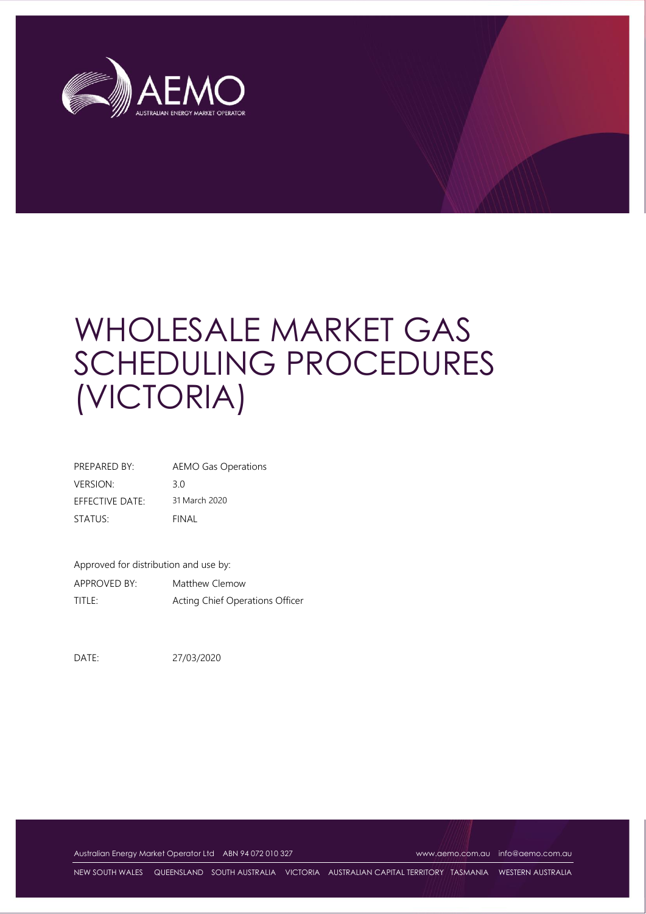# WHOLESALE MARKET GAS SCHEDULING PROCEDURES (VICTORIA)

| | |
|---|---|
| PREPARED BY: | AEMO Gas Operations |
| VERSION: | 3.0 |
| EFFECTIVE DATE: | 31 March 2020 |
| STATUS: | FINAL |

Approved for distribution and use by:

| | |
|---|---|
| APPROVED BY: | Matthew Clemow |
| TITLE: | Acting Chief Operations Officer |

DATE: 27/03/2020

Australian Energy Market Operator Ltd ABN 94 072 010 327 www.aemo.com.au info@aemo.com.au

NEW SOUTH WALES QUEENSLAND SOUTH AUSTRALIA VICTORIA AUSTRALIAN CAPITAL TERRITORY TASMANIA WESTERN AUSTRALIA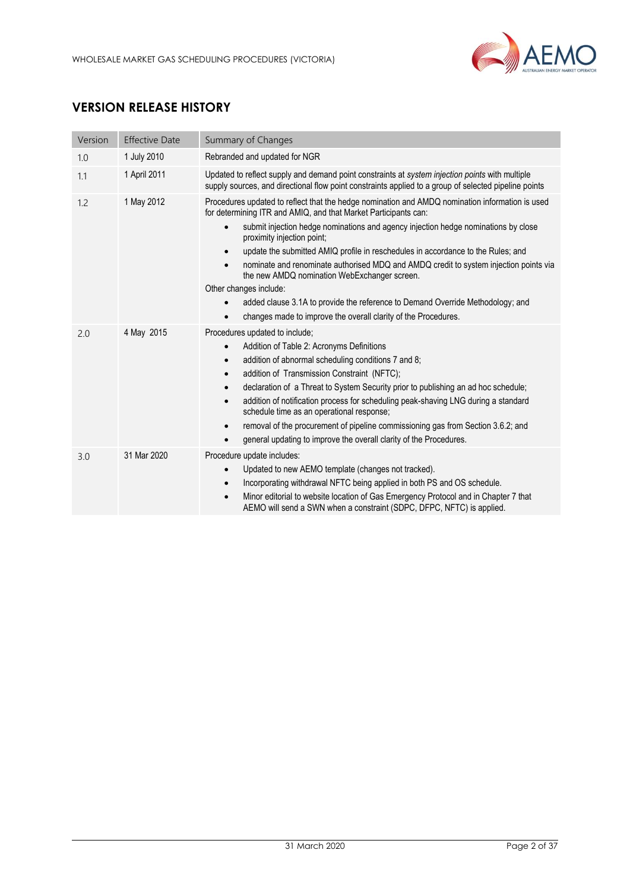## VERSION RELEASE HISTORY

| Version | Effective Date | Summary of Changes |
|---|---|---|
| 1.0 | 1 July 2010 | Rebranded and updated for NGR |
| 1.1 | 1 April 2011 | Updated to reflect supply and demand point constraints at *system injection points* with multiple supply sources, and directional flow point constraints applied to a group of selected pipeline points |
| 1.2 | 1 May 2012 | Procedures updated to reflect that the hedge nomination and AMDQ nomination information is used for determining ITR and AMIQ, and that Market Participants can:<br>• submit injection hedge nominations and agency injection hedge nominations by close proximity injection point;<br>• update the submitted AMIQ profile in reschedules in accordance to the Rules; and<br>• nominate and renominate authorised MDQ and AMDQ credit to system injection points via the new AMDQ nomination WebExchanger screen.<br>Other changes include:<br>• added clause 3.1A to provide the reference to Demand Override Methodology; and<br>• changes made to improve the overall clarity of the Procedures. |
| 2.0 | 4 May 2015 | Procedures updated to include;<br>• Addition of Table 2: Acronyms Definitions<br>• addition of abnormal scheduling conditions 7 and 8;<br>• addition of Transmission Constraint (NFTC);<br>• declaration of a Threat to System Security prior to publishing an ad hoc schedule;<br>• addition of notification process for scheduling peak-shaving LNG during a standard schedule time as an operational response;<br>• removal of the procurement of pipeline commissioning gas from Section 3.6.2; and<br>• general updating to improve the overall clarity of the Procedures. |
| 3.0 | 31 Mar 2020 | Procedure update includes:<br>• Updated to new AEMO template (changes not tracked).<br>• Incorporating withdrawal NFTC being applied in both PS and OS schedule.<br>• Minor editorial to website location of Gas Emergency Protocol and in Chapter 7 that AEMO will send a SWN when a constraint (SDPC, DFPC, NFTC) is applied. |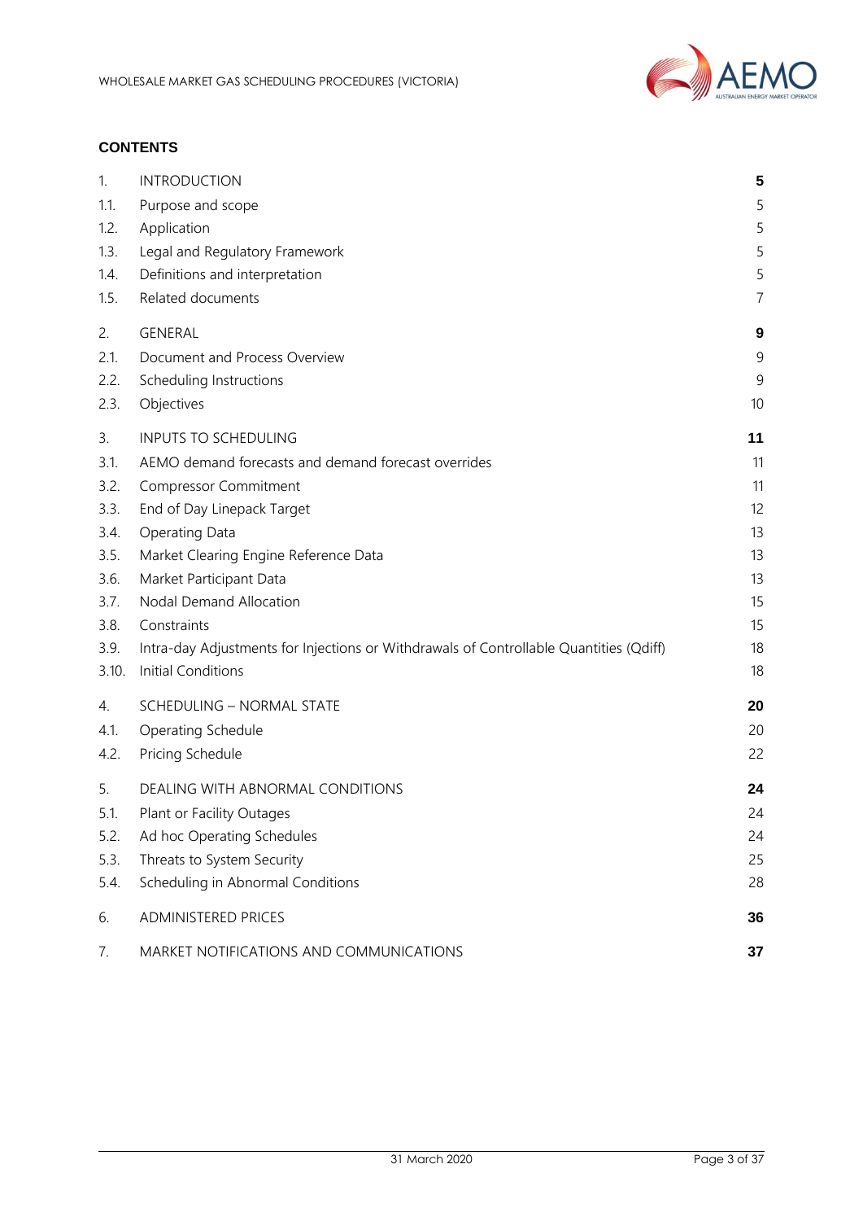**CONTENTS**

| | | |
|---|---|---|
| 1. | INTRODUCTION | **5** |
| 1.1. | Purpose and scope | 5 |
| 1.2. | Application | 5 |
| 1.3. | Legal and Regulatory Framework | 5 |
| 1.4. | Definitions and interpretation | 5 |
| 1.5. | Related documents | 7 |
| 2. | GENERAL | **9** |
| 2.1. | Document and Process Overview | 9 |
| 2.2. | Scheduling Instructions | 9 |
| 2.3. | Objectives | 10 |
| 3. | INPUTS TO SCHEDULING | **11** |
| 3.1. | AEMO demand forecasts and demand forecast overrides | 11 |
| 3.2. | Compressor Commitment | 11 |
| 3.3. | End of Day Linepack Target | 12 |
| 3.4. | Operating Data | 13 |
| 3.5. | Market Clearing Engine Reference Data | 13 |
| 3.6. | Market Participant Data | 13 |
| 3.7. | Nodal Demand Allocation | 15 |
| 3.8. | Constraints | 15 |
| 3.9. | Intra-day Adjustments for Injections or Withdrawals of Controllable Quantities (Qdiff) | 18 |
| 3.10. | Initial Conditions | 18 |
| 4. | SCHEDULING – NORMAL STATE | **20** |
| 4.1. | Operating Schedule | 20 |
| 4.2. | Pricing Schedule | 22 |
| 5. | DEALING WITH ABNORMAL CONDITIONS | **24** |
| 5.1. | Plant or Facility Outages | 24 |
| 5.2. | Ad hoc Operating Schedules | 24 |
| 5.3. | Threats to System Security | 25 |
| 5.4. | Scheduling in Abnormal Conditions | 28 |
| 6. | ADMINISTERED PRICES | **36** |
| 7. | MARKET NOTIFICATIONS AND COMMUNICATIONS | **37** |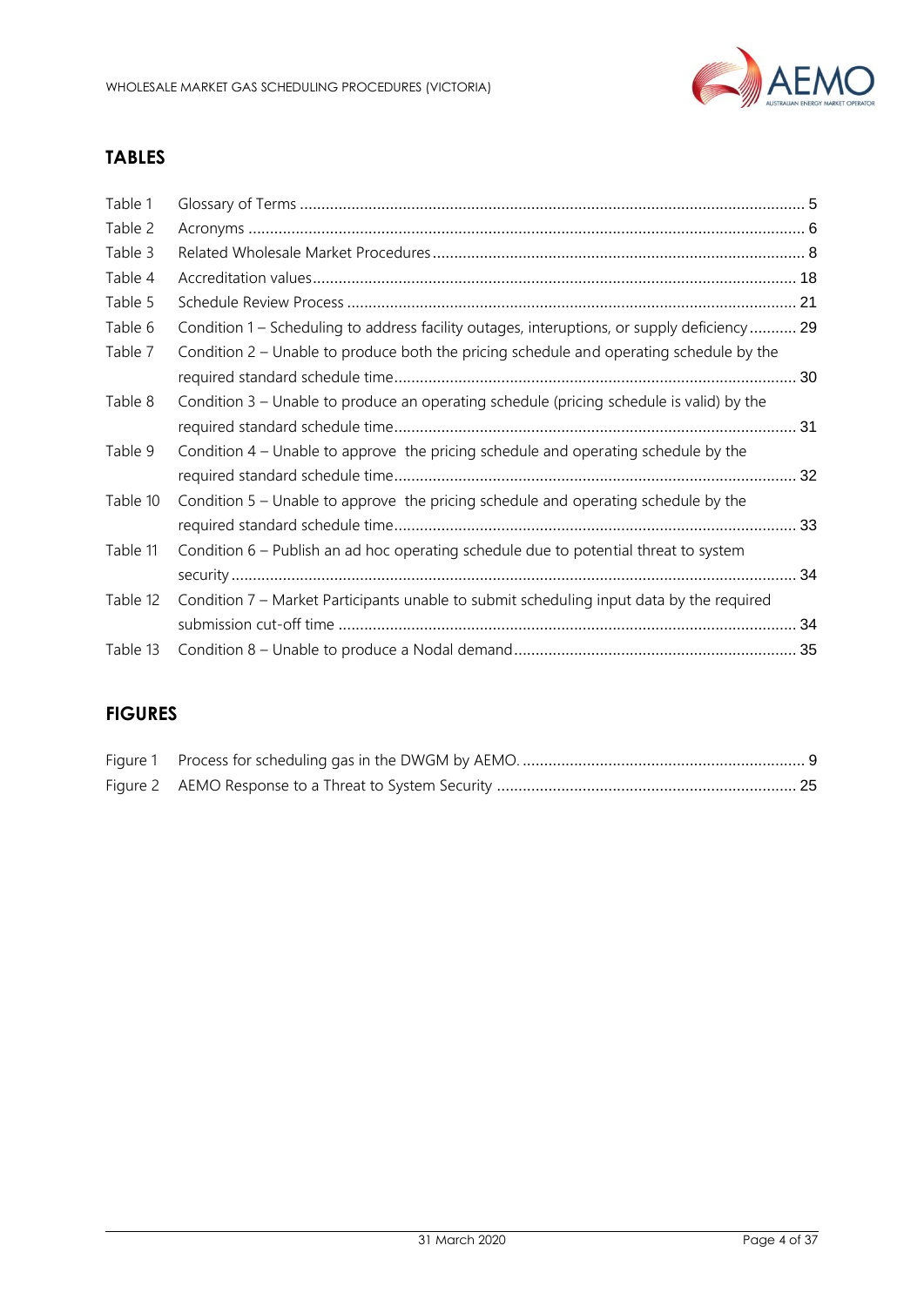## TABLES

| | | |
|---|---|---|
| Table 1 | Glossary of Terms | 5 |
| Table 2 | Acronyms | 6 |
| Table 3 | Related Wholesale Market Procedures | 8 |
| Table 4 | Accreditation values | 18 |
| Table 5 | Schedule Review Process | 21 |
| Table 6 | Condition 1 – Scheduling to address facility outages, interuptions, or supply deficiency | 29 |
| Table 7 | Condition 2 – Unable to produce both the pricing schedule and operating schedule by the required standard schedule time | 30 |
| Table 8 | Condition 3 – Unable to produce an operating schedule (pricing schedule is valid) by the required standard schedule time | 31 |
| Table 9 | Condition 4 – Unable to approve the pricing schedule and operating schedule by the required standard schedule time | 32 |
| Table 10 | Condition 5 – Unable to approve the pricing schedule and operating schedule by the required standard schedule time | 33 |
| Table 11 | Condition 6 – Publish an ad hoc operating schedule due to potential threat to system security | 34 |
| Table 12 | Condition 7 – Market Participants unable to submit scheduling input data by the required submission cut-off time | 34 |
| Table 13 | Condition 8 – Unable to produce a Nodal demand | 35 |

## FIGURES

| | | |
|---|---|---|
| Figure 1 | Process for scheduling gas in the DWGM by AEMO. | 9 |
| Figure 2 | AEMO Response to a Threat to System Security | 25 |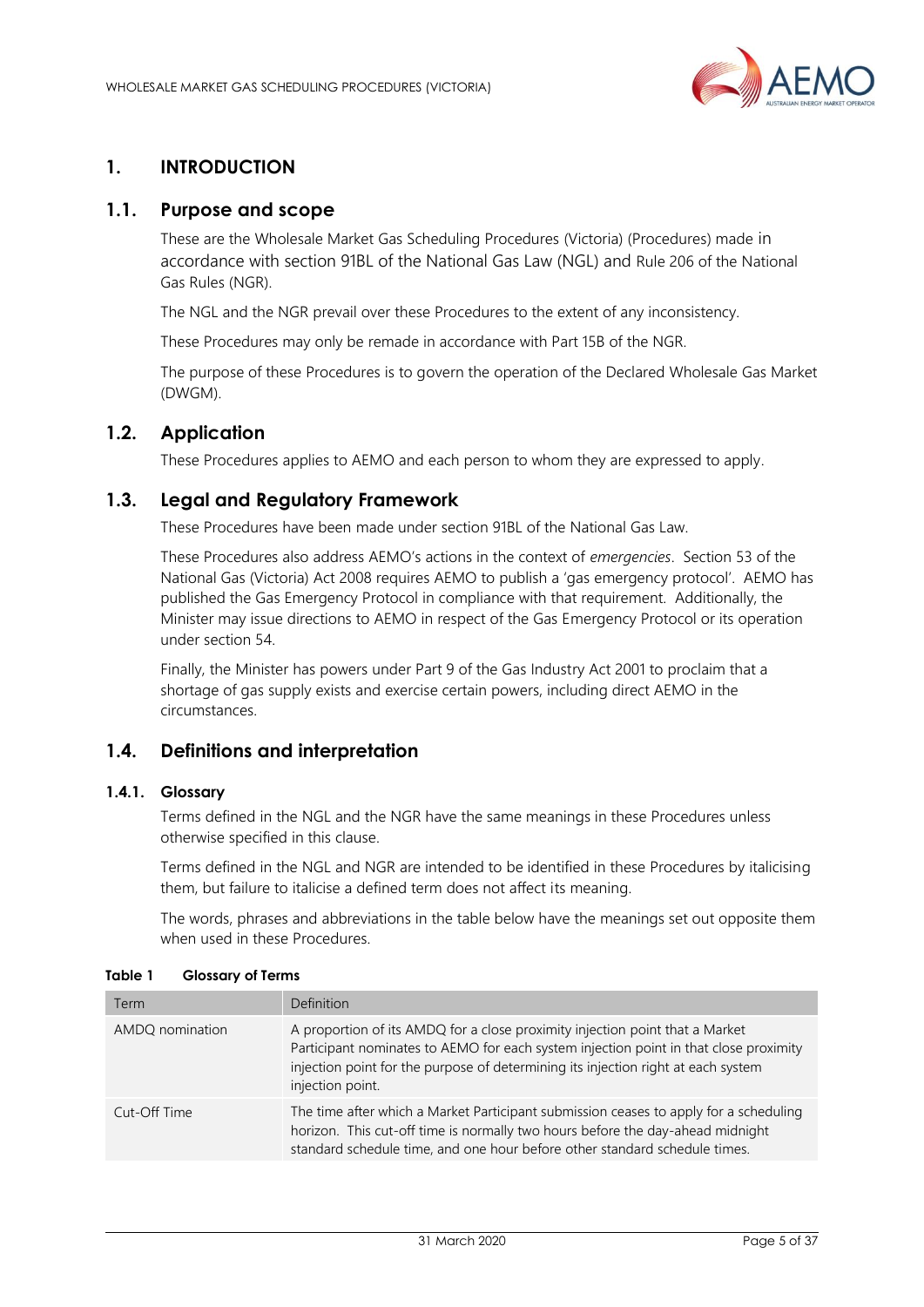# 1. INTRODUCTION

## 1.1. Purpose and scope

These are the Wholesale Market Gas Scheduling Procedures (Victoria) (Procedures) made in accordance with section 91BL of the National Gas Law (NGL) and Rule 206 of the National Gas Rules (NGR).

The NGL and the NGR prevail over these Procedures to the extent of any inconsistency.

These Procedures may only be remade in accordance with Part 15B of the NGR.

The purpose of these Procedures is to govern the operation of the Declared Wholesale Gas Market (DWGM).

## 1.2. Application

These Procedures applies to AEMO and each person to whom they are expressed to apply.

## 1.3. Legal and Regulatory Framework

These Procedures have been made under section 91BL of the National Gas Law.

These Procedures also address AEMO's actions in the context of *emergencies*. Section 53 of the National Gas (Victoria) Act 2008 requires AEMO to publish a 'gas emergency protocol'. AEMO has published the Gas Emergency Protocol in compliance with that requirement. Additionally, the Minister may issue directions to AEMO in respect of the Gas Emergency Protocol or its operation under section 54.

Finally, the Minister has powers under Part 9 of the Gas Industry Act 2001 to proclaim that a shortage of gas supply exists and exercise certain powers, including direct AEMO in the circumstances.

## 1.4. Definitions and interpretation

### 1.4.1. Glossary

Terms defined in the NGL and the NGR have the same meanings in these Procedures unless otherwise specified in this clause.

Terms defined in the NGL and NGR are intended to be identified in these Procedures by italicising them, but failure to italicise a defined term does not affect its meaning.

The words, phrases and abbreviations in the table below have the meanings set out opposite them when used in these Procedures.

**Table 1 Glossary of Terms**

| Term | Definition |
|---|---|
| AMDQ nomination | A proportion of its AMDQ for a close proximity injection point that a Market Participant nominates to AEMO for each system injection point in that close proximity injection point for the purpose of determining its injection right at each system injection point. |
| Cut-Off Time | The time after which a Market Participant submission ceases to apply for a scheduling horizon. This cut-off time is normally two hours before the day-ahead midnight standard schedule time, and one hour before other standard schedule times. |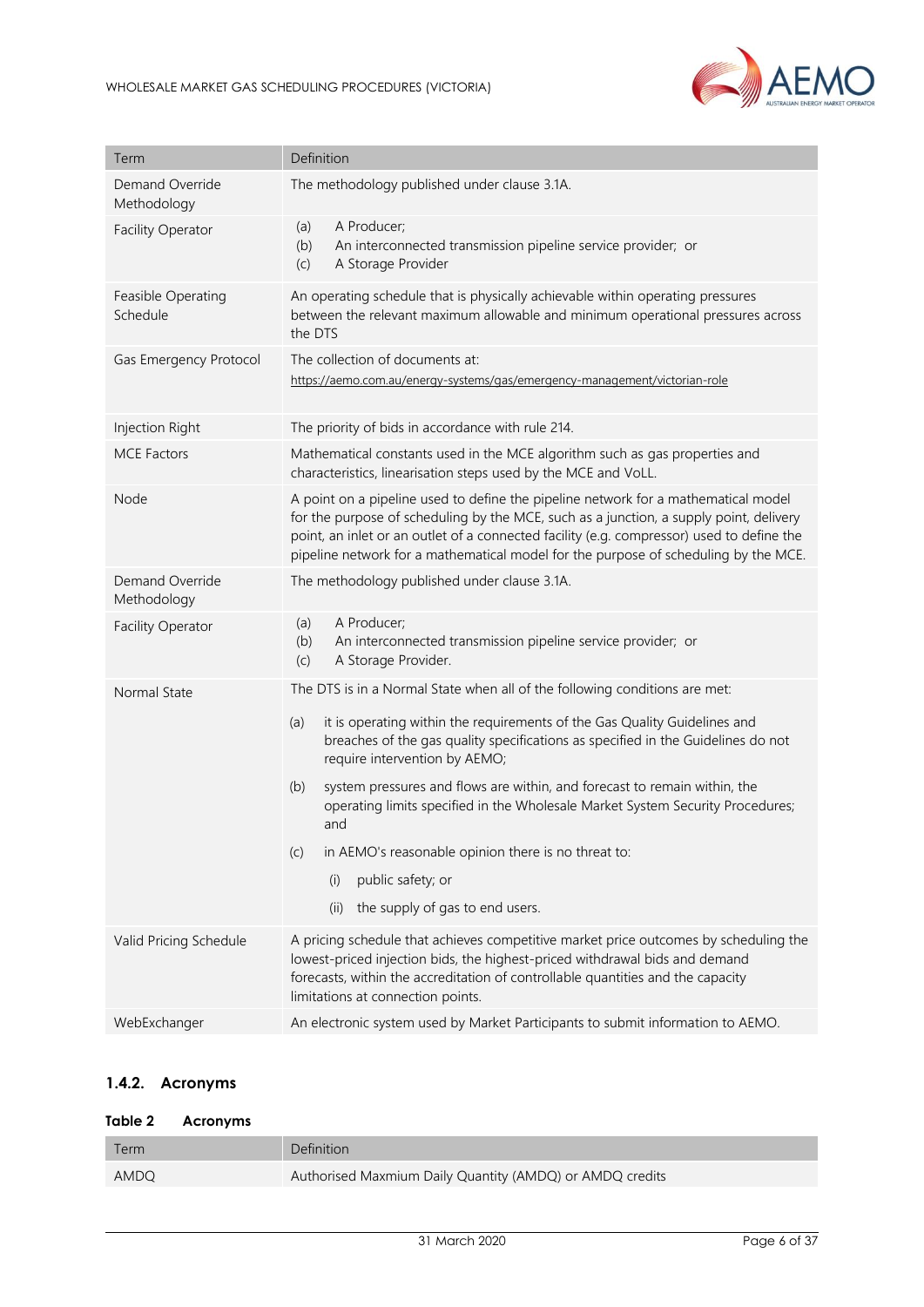| Term | Definition |
|---|---|
| Demand Override Methodology | The methodology published under clause 3.1A. |
| Facility Operator | (a) A Producer;<br>(b) An interconnected transmission pipeline service provider; or<br>(c) A Storage Provider |
| Feasible Operating Schedule | An operating schedule that is physically achievable within operating pressures between the relevant maximum allowable and minimum operational pressures across the DTS |
| Gas Emergency Protocol | The collection of documents at: https://aemo.com.au/energy-systems/gas/emergency-management/victorian-role |
| Injection Right | The priority of bids in accordance with rule 214. |
| MCE Factors | Mathematical constants used in the MCE algorithm such as gas properties and characteristics, linearisation steps used by the MCE and VoLL. |
| Node | A point on a pipeline used to define the pipeline network for a mathematical model for the purpose of scheduling by the MCE, such as a junction, a supply point, delivery point, an inlet or an outlet of a connected facility (e.g. compressor) used to define the pipeline network for a mathematical model for the purpose of scheduling by the MCE. |
| Demand Override Methodology | The methodology published under clause 3.1A. |
| Facility Operator | (a) A Producer;<br>(b) An interconnected transmission pipeline service provider; or<br>(c) A Storage Provider. |
| Normal State | The DTS is in a Normal State when all of the following conditions are met:<br>(a) it is operating within the requirements of the Gas Quality Guidelines and breaches of the gas quality specifications as specified in the Guidelines do not require intervention by AEMO;<br>(b) system pressures and flows are within, and forecast to remain within, the operating limits specified in the Wholesale Market System Security Procedures; and<br>(c) in AEMO's reasonable opinion there is no threat to:<br>(i) public safety; or<br>(ii) the supply of gas to end users. |
| Valid Pricing Schedule | A pricing schedule that achieves competitive market price outcomes by scheduling the lowest-priced injection bids, the highest-priced withdrawal bids and demand forecasts, within the accreditation of controllable quantities and the capacity limitations at connection points. |
| WebExchanger | An electronic system used by Market Participants to submit information to AEMO. |

### 1.4.2. Acronyms

**Table 2 Acronyms**

| Term | Definition |
|---|---|
| AMDQ | Authorised Maxmium Daily Quantity (AMDQ) or AMDQ credits |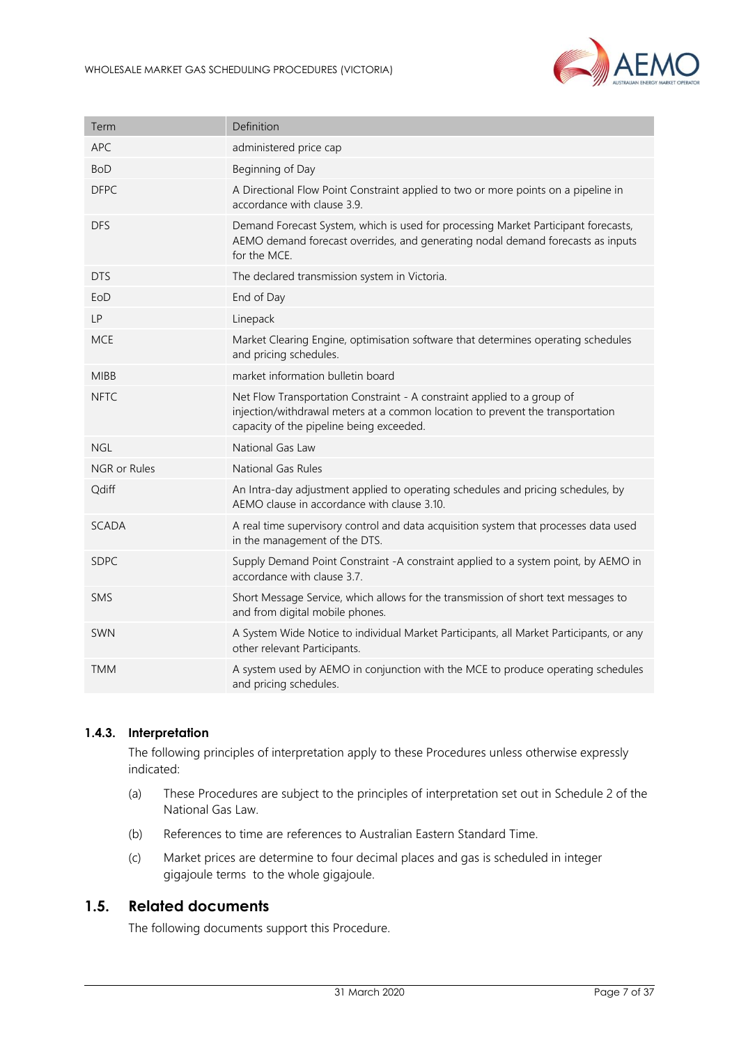| Term | Definition |
| --- | --- |
| APC | administered price cap |
| BoD | Beginning of Day |
| DFPC | A Directional Flow Point Constraint applied to two or more points on a pipeline in accordance with clause 3.9. |
| DFS | Demand Forecast System, which is used for processing Market Participant forecasts, AEMO demand forecast overrides, and generating nodal demand forecasts as inputs for the MCE. |
| DTS | The declared transmission system in Victoria. |
| EoD | End of Day |
| LP | Linepack |
| MCE | Market Clearing Engine, optimisation software that determines operating schedules and pricing schedules. |
| MIBB | market information bulletin board |
| NFTC | Net Flow Transportation Constraint - A constraint applied to a group of injection/withdrawal meters at a common location to prevent the transportation capacity of the pipeline being exceeded. |
| NGL | National Gas Law |
| NGR or Rules | National Gas Rules |
| Qdiff | An Intra-day adjustment applied to operating schedules and pricing schedules, by AEMO clause in accordance with clause 3.10. |
| SCADA | A real time supervisory control and data acquisition system that processes data used in the management of the DTS. |
| SDPC | Supply Demand Point Constraint -A constraint applied to a system point, by AEMO in accordance with clause 3.7. |
| SMS | Short Message Service, which allows for the transmission of short text messages to and from digital mobile phones. |
| SWN | A System Wide Notice to individual Market Participants, all Market Participants, or any other relevant Participants. |
| TMM | A system used by AEMO in conjunction with the MCE to produce operating schedules and pricing schedules. |

### 1.4.3. Interpretation

The following principles of interpretation apply to these Procedures unless otherwise expressly indicated:

(a) These Procedures are subject to the principles of interpretation set out in Schedule 2 of the National Gas Law.

(b) References to time are references to Australian Eastern Standard Time.

(c) Market prices are determine to four decimal places and gas is scheduled in integer gigajoule terms to the whole gigajoule.

## 1.5. Related documents

The following documents support this Procedure.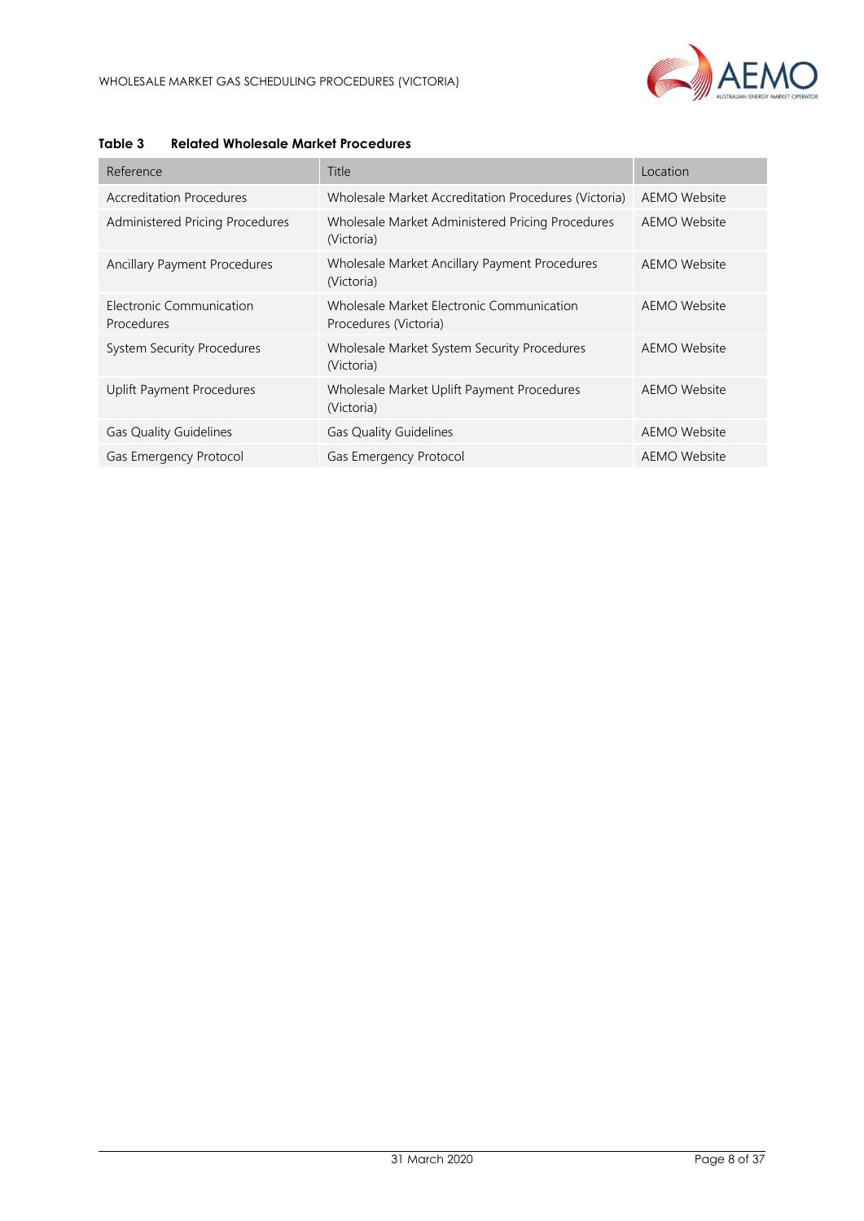**Table 3 Related Wholesale Market Procedures**

| Reference | Title | Location |
|---|---|---|
| Accreditation Procedures | Wholesale Market Accreditation Procedures (Victoria) | AEMO Website |
| Administered Pricing Procedures | Wholesale Market Administered Pricing Procedures (Victoria) | AEMO Website |
| Ancillary Payment Procedures | Wholesale Market Ancillary Payment Procedures (Victoria) | AEMO Website |
| Electronic Communication Procedures | Wholesale Market Electronic Communication Procedures (Victoria) | AEMO Website |
| System Security Procedures | Wholesale Market System Security Procedures (Victoria) | AEMO Website |
| Uplift Payment Procedures | Wholesale Market Uplift Payment Procedures (Victoria) | AEMO Website |
| Gas Quality Guidelines | Gas Quality Guidelines | AEMO Website |
| Gas Emergency Protocol | Gas Emergency Protocol | AEMO Website |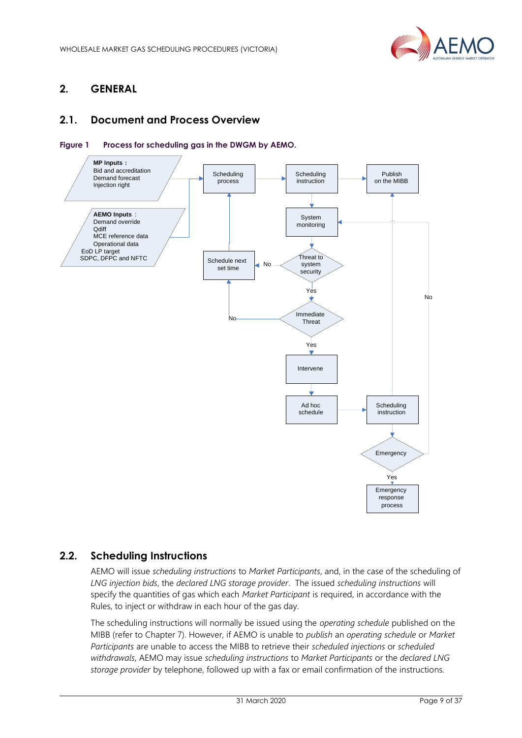# 2. GENERAL

## 2.1. Document and Process Overview

**Figure 1 Process for scheduling gas in the DWGM by AEMO.**

**MP Inputs :**
Bid and accreditation
Demand forecast
Injection right

**AEMO Inputs :**
Demand override
Qdiff
MCE reference data
Operational data
EoD LP target
SDPC, DFPC and NFTC

Scheduling process → Scheduling instruction → Publish on the MIBB

System monitoring → Threat to system security (No → Schedule next set time; Yes → Immediate Threat)

Immediate Threat (No → Schedule next set time; Yes → Intervene)

Intervene → Ad hoc schedule → Scheduling instruction → Emergency (No → System monitoring; Yes → Emergency response process)

## 2.2. Scheduling Instructions

AEMO will issue *scheduling instructions* to *Market Participants*, and, in the case of the scheduling of *LNG injection bids*, the *declared LNG storage provider*. The issued *scheduling instructions* will specify the quantities of gas which each *Market Participant* is required, in accordance with the Rules, to inject or withdraw in each hour of the gas day.

The scheduling instructions will normally be issued using the *operating schedule* published on the MIBB (refer to Chapter 7). However, if AEMO is unable to *publish* an *operating schedule* or *Market Participants* are unable to access the MIBB to retrieve their *scheduled injections* or *scheduled withdrawals*, AEMO may issue *scheduling instructions* to *Market Participants* or the *declared LNG storage provider* by telephone, followed up with a fax or email confirmation of the instructions.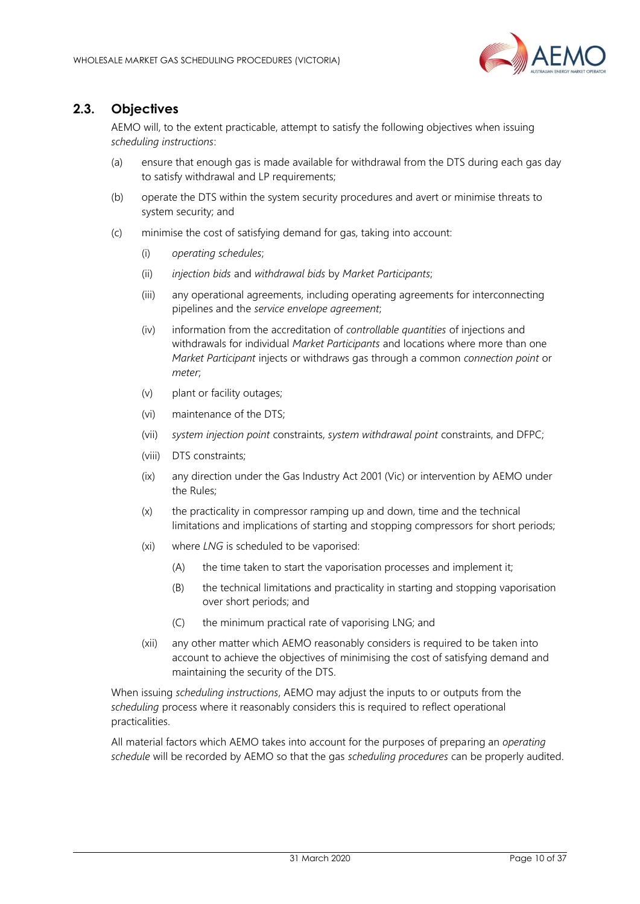## 2.3. Objectives

AEMO will, to the extent practicable, attempt to satisfy the following objectives when issuing *scheduling instructions*:

(a) ensure that enough gas is made available for withdrawal from the DTS during each gas day to satisfy withdrawal and LP requirements;

(b) operate the DTS within the system security procedures and avert or minimise threats to system security; and

(c) minimise the cost of satisfying demand for gas, taking into account:

  (i) *operating schedules*;

  (ii) *injection bids* and *withdrawal bids* by *Market Participants*;

  (iii) any operational agreements, including operating agreements for interconnecting pipelines and the *service envelope agreement*;

  (iv) information from the accreditation of *controllable quantities* of injections and withdrawals for individual *Market Participants* and locations where more than one *Market Participant* injects or withdraws gas through a common *connection point* or *meter*;

  (v) plant or facility outages;

  (vi) maintenance of the DTS;

  (vii) *system injection point* constraints, *system withdrawal point* constraints, and DFPC;

  (viii) DTS constraints;

  (ix) any direction under the Gas Industry Act 2001 (Vic) or intervention by AEMO under the Rules;

  (x) the practicality in compressor ramping up and down, time and the technical limitations and implications of starting and stopping compressors for short periods;

  (xi) where *LNG* is scheduled to be vaporised:

    (A) the time taken to start the vaporisation processes and implement it;

    (B) the technical limitations and practicality in starting and stopping vaporisation over short periods; and

    (C) the minimum practical rate of vaporising LNG; and

  (xii) any other matter which AEMO reasonably considers is required to be taken into account to achieve the objectives of minimising the cost of satisfying demand and maintaining the security of the DTS.

When issuing *scheduling instructions*, AEMO may adjust the inputs to or outputs from the *scheduling* process where it reasonably considers this is required to reflect operational practicalities.

All material factors which AEMO takes into account for the purposes of preparing an *operating schedule* will be recorded by AEMO so that the gas *scheduling procedures* can be properly audited.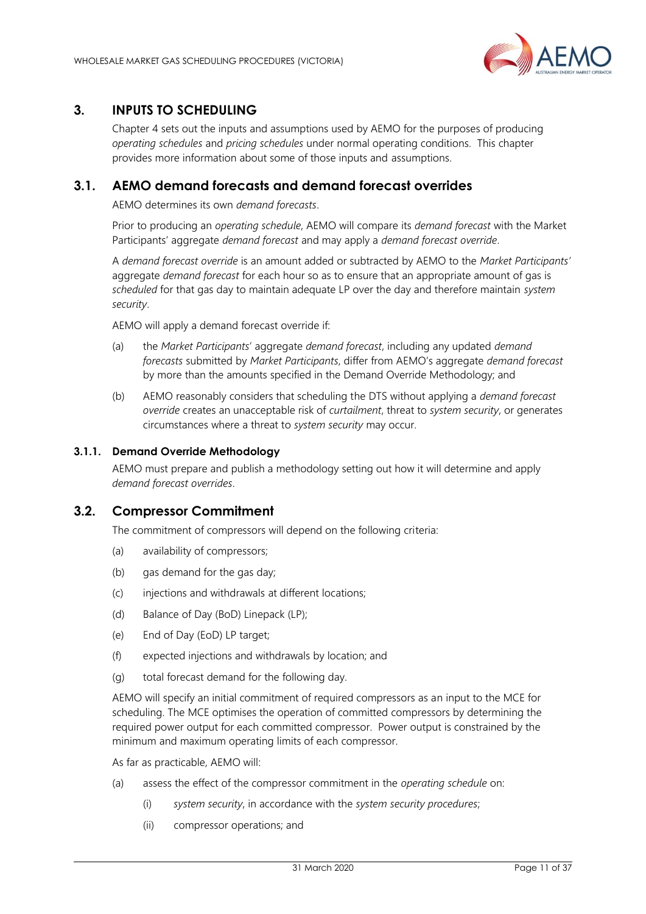# 3. INPUTS TO SCHEDULING

Chapter 4 sets out the inputs and assumptions used by AEMO for the purposes of producing *operating schedules* and *pricing schedules* under normal operating conditions. This chapter provides more information about some of those inputs and assumptions.

## 3.1. AEMO demand forecasts and demand forecast overrides

AEMO determines its own *demand forecasts*.

Prior to producing an *operating schedule*, AEMO will compare its *demand forecast* with the Market Participants' aggregate *demand forecast* and may apply a *demand forecast override*.

A *demand forecast override* is an amount added or subtracted by AEMO to the *Market Participants'* aggregate *demand forecast* for each hour so as to ensure that an appropriate amount of gas is *scheduled* for that gas day to maintain adequate LP over the day and therefore maintain *system security*.

AEMO will apply a demand forecast override if:

(a) the *Market Participants*' aggregate *demand forecast*, including any updated *demand forecasts* submitted by *Market Participants*, differ from AEMO's aggregate *demand forecast* by more than the amounts specified in the Demand Override Methodology; and

(b) AEMO reasonably considers that scheduling the DTS without applying a *demand forecast override* creates an unacceptable risk of *curtailment*, threat to *system security*, or generates circumstances where a threat to *system security* may occur.

### 3.1.1. Demand Override Methodology

AEMO must prepare and publish a methodology setting out how it will determine and apply *demand forecast overrides*.

## 3.2. Compressor Commitment

The commitment of compressors will depend on the following criteria:

(a) availability of compressors;

(b) gas demand for the gas day;

(c) injections and withdrawals at different locations;

(d) Balance of Day (BoD) Linepack (LP);

(e) End of Day (EoD) LP target;

(f) expected injections and withdrawals by location; and

(g) total forecast demand for the following day.

AEMO will specify an initial commitment of required compressors as an input to the MCE for scheduling. The MCE optimises the operation of committed compressors by determining the required power output for each committed compressor. Power output is constrained by the minimum and maximum operating limits of each compressor.

As far as practicable, AEMO will:

(a) assess the effect of the compressor commitment in the *operating schedule* on:

   (i) *system security*, in accordance with the *system security procedures*;

   (ii) compressor operations; and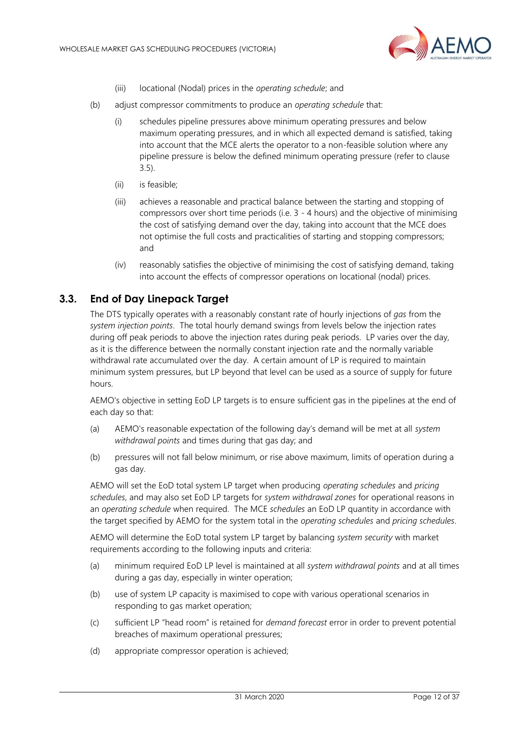(iii) locational (Nodal) prices in the *operating schedule*; and

(b) adjust compressor commitments to produce an *operating schedule* that:

(i) schedules pipeline pressures above minimum operating pressures and below maximum operating pressures, and in which all expected demand is satisfied, taking into account that the MCE alerts the operator to a non-feasible solution where any pipeline pressure is below the defined minimum operating pressure (refer to clause 3.5).

(ii) is feasible;

(iii) achieves a reasonable and practical balance between the starting and stopping of compressors over short time periods (i.e. 3 - 4 hours) and the objective of minimising the cost of satisfying demand over the day, taking into account that the MCE does not optimise the full costs and practicalities of starting and stopping compressors; and

(iv) reasonably satisfies the objective of minimising the cost of satisfying demand, taking into account the effects of compressor operations on locational (nodal) prices.

## 3.3. End of Day Linepack Target

The DTS typically operates with a reasonably constant rate of hourly injections of *gas* from the *system injection points*. The total hourly demand swings from levels below the injection rates during off peak periods to above the injection rates during peak periods. LP varies over the day, as it is the difference between the normally constant injection rate and the normally variable withdrawal rate accumulated over the day. A certain amount of LP is required to maintain minimum system pressures, but LP beyond that level can be used as a source of supply for future hours.

AEMO's objective in setting EoD LP targets is to ensure sufficient gas in the pipelines at the end of each day so that:

(a) AEMO's reasonable expectation of the following day's demand will be met at all *system withdrawal points* and times during that gas day; and

(b) pressures will not fall below minimum, or rise above maximum, limits of operation during a gas day.

AEMO will set the EoD total system LP target when producing *operating schedules* and *pricing schedules*, and may also set EoD LP targets for *system withdrawal zones* for operational reasons in an *operating schedule* when required. The MCE *schedules* an EoD LP quantity in accordance with the target specified by AEMO for the system total in the *operating schedules* and *pricing schedules*.

AEMO will determine the EoD total system LP target by balancing *system security* with market requirements according to the following inputs and criteria:

(a) minimum required EoD LP level is maintained at all *system withdrawal points* and at all times during a gas day, especially in winter operation;

(b) use of system LP capacity is maximised to cope with various operational scenarios in responding to gas market operation;

(c) sufficient LP "head room" is retained for *demand forecast* error in order to prevent potential breaches of maximum operational pressures;

(d) appropriate compressor operation is achieved;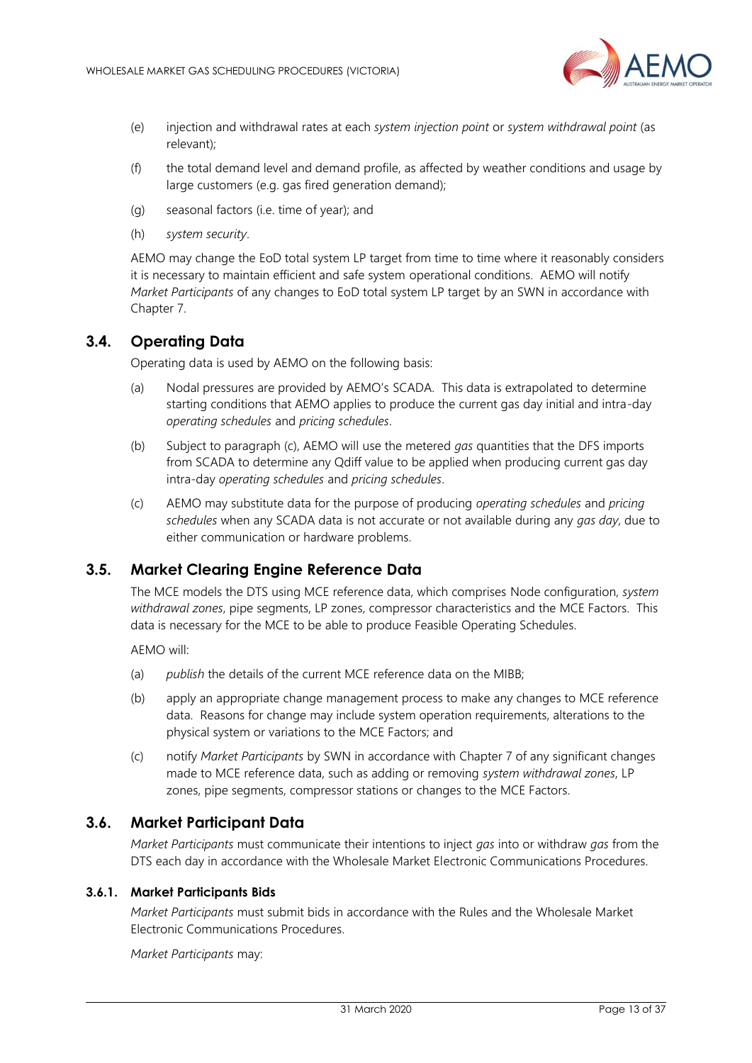(e) injection and withdrawal rates at each *system injection point* or *system withdrawal point* (as relevant);

(f) the total demand level and demand profile, as affected by weather conditions and usage by large customers (e.g. gas fired generation demand);

(g) seasonal factors (i.e. time of year); and

(h) *system security*.

AEMO may change the EoD total system LP target from time to time where it reasonably considers it is necessary to maintain efficient and safe system operational conditions. AEMO will notify *Market Participants* of any changes to EoD total system LP target by an SWN in accordance with Chapter 7.

## 3.4. Operating Data

Operating data is used by AEMO on the following basis:

(a) Nodal pressures are provided by AEMO's SCADA. This data is extrapolated to determine starting conditions that AEMO applies to produce the current gas day initial and intra-day *operating schedules* and *pricing schedules*.

(b) Subject to paragraph (c), AEMO will use the metered *gas* quantities that the DFS imports from SCADA to determine any Qdiff value to be applied when producing current gas day intra-day *operating schedules* and *pricing schedules*.

(c) AEMO may substitute data for the purpose of producing *operating schedules* and *pricing schedules* when any SCADA data is not accurate or not available during any *gas day*, due to either communication or hardware problems.

## 3.5. Market Clearing Engine Reference Data

The MCE models the DTS using MCE reference data, which comprises Node configuration, *system withdrawal zones*, pipe segments, LP zones, compressor characteristics and the MCE Factors. This data is necessary for the MCE to be able to produce Feasible Operating Schedules.

AEMO will:

(a) *publish* the details of the current MCE reference data on the MIBB;

(b) apply an appropriate change management process to make any changes to MCE reference data. Reasons for change may include system operation requirements, alterations to the physical system or variations to the MCE Factors; and

(c) notify *Market Participants* by SWN in accordance with Chapter 7 of any significant changes made to MCE reference data, such as adding or removing *system withdrawal zones*, LP zones, pipe segments, compressor stations or changes to the MCE Factors.

## 3.6. Market Participant Data

*Market Participants* must communicate their intentions to inject *gas* into or withdraw *gas* from the DTS each day in accordance with the Wholesale Market Electronic Communications Procedures.

### 3.6.1. Market Participants Bids

*Market Participants* must submit bids in accordance with the Rules and the Wholesale Market Electronic Communications Procedures.

*Market Participants* may: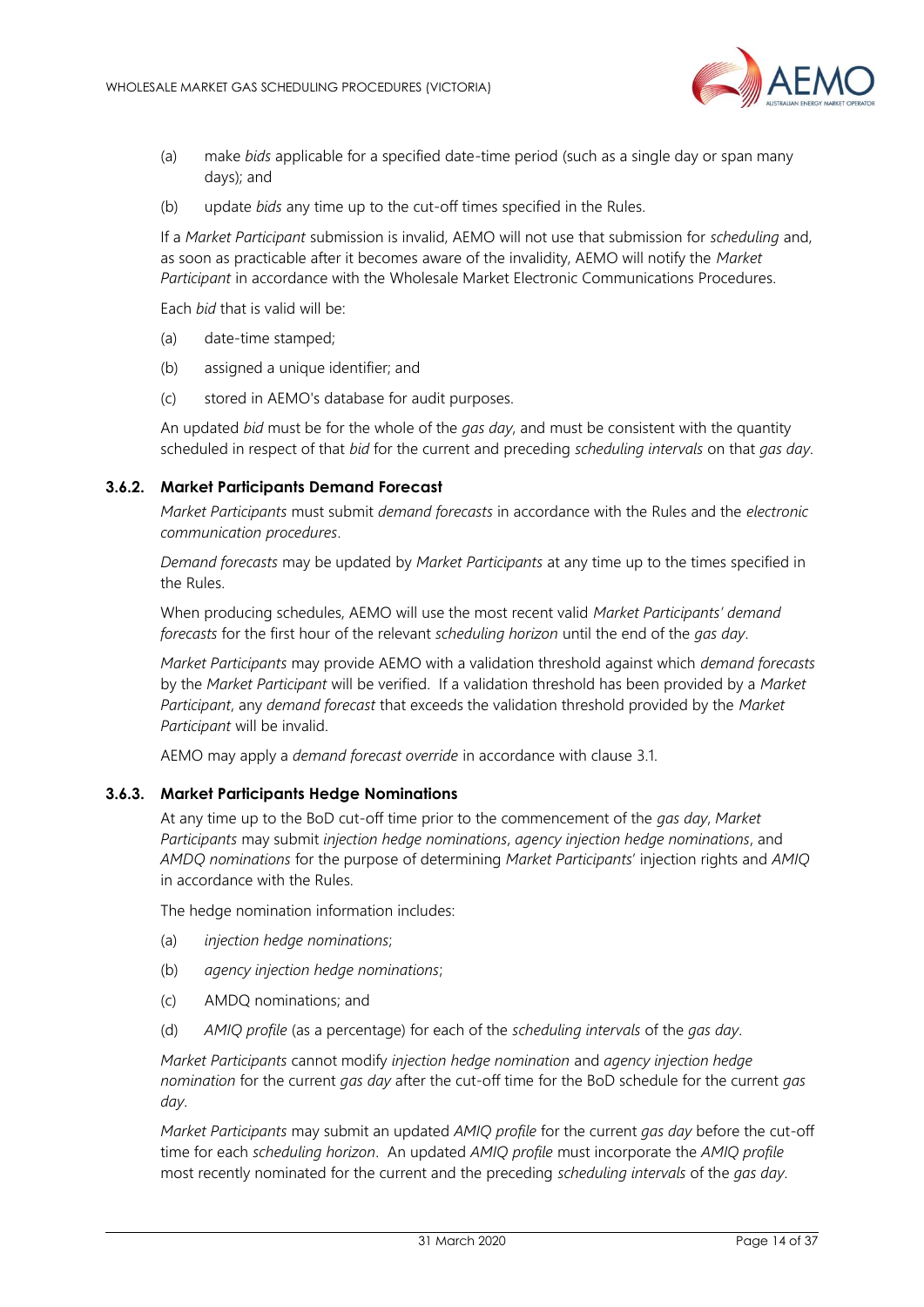(a) make *bids* applicable for a specified date-time period (such as a single day or span many days); and

(b) update *bids* any time up to the cut-off times specified in the Rules.

If a *Market Participant* submission is invalid, AEMO will not use that submission for *scheduling* and, as soon as practicable after it becomes aware of the invalidity, AEMO will notify the *Market Participant* in accordance with the Wholesale Market Electronic Communications Procedures.

Each *bid* that is valid will be:

(a) date-time stamped;

(b) assigned a unique identifier; and

(c) stored in AEMO's database for audit purposes.

An updated *bid* must be for the whole of the *gas day*, and must be consistent with the quantity scheduled in respect of that *bid* for the current and preceding *scheduling intervals* on that *gas day*.

### 3.6.2. Market Participants Demand Forecast

*Market Participants* must submit *demand forecasts* in accordance with the Rules and the *electronic communication procedures*.

*Demand forecasts* may be updated by *Market Participants* at any time up to the times specified in the Rules.

When producing schedules, AEMO will use the most recent valid *Market Participants' demand forecasts* for the first hour of the relevant *scheduling horizon* until the end of the *gas day*.

*Market Participants* may provide AEMO with a validation threshold against which *demand forecasts* by the *Market Participant* will be verified. If a validation threshold has been provided by a *Market Participant*, any *demand forecast* that exceeds the validation threshold provided by the *Market Participant* will be invalid.

AEMO may apply a *demand forecast override* in accordance with clause 3.1.

### 3.6.3. Market Participants Hedge Nominations

At any time up to the BoD cut-off time prior to the commencement of the *gas day*, *Market Participants* may submit *injection hedge nominations*, *agency injection hedge nominations*, and *AMDQ nominations* for the purpose of determining *Market Participants*' injection rights and *AMIQ* in accordance with the Rules.

The hedge nomination information includes:

(a) *injection hedge nominations*;

(b) *agency injection hedge nominations*;

(c) AMDQ nominations; and

(d) *AMIQ profile* (as a percentage) for each of the *scheduling intervals* of the *gas day*.

*Market Participants* cannot modify *injection hedge nomination* and *agency injection hedge nomination* for the current *gas day* after the cut-off time for the BoD schedule for the current *gas day*.

*Market Participants* may submit an updated *AMIQ profile* for the current *gas day* before the cut-off time for each *scheduling horizon*. An updated *AMIQ profile* must incorporate the *AMIQ profile* most recently nominated for the current and the preceding *scheduling intervals* of the *gas day*.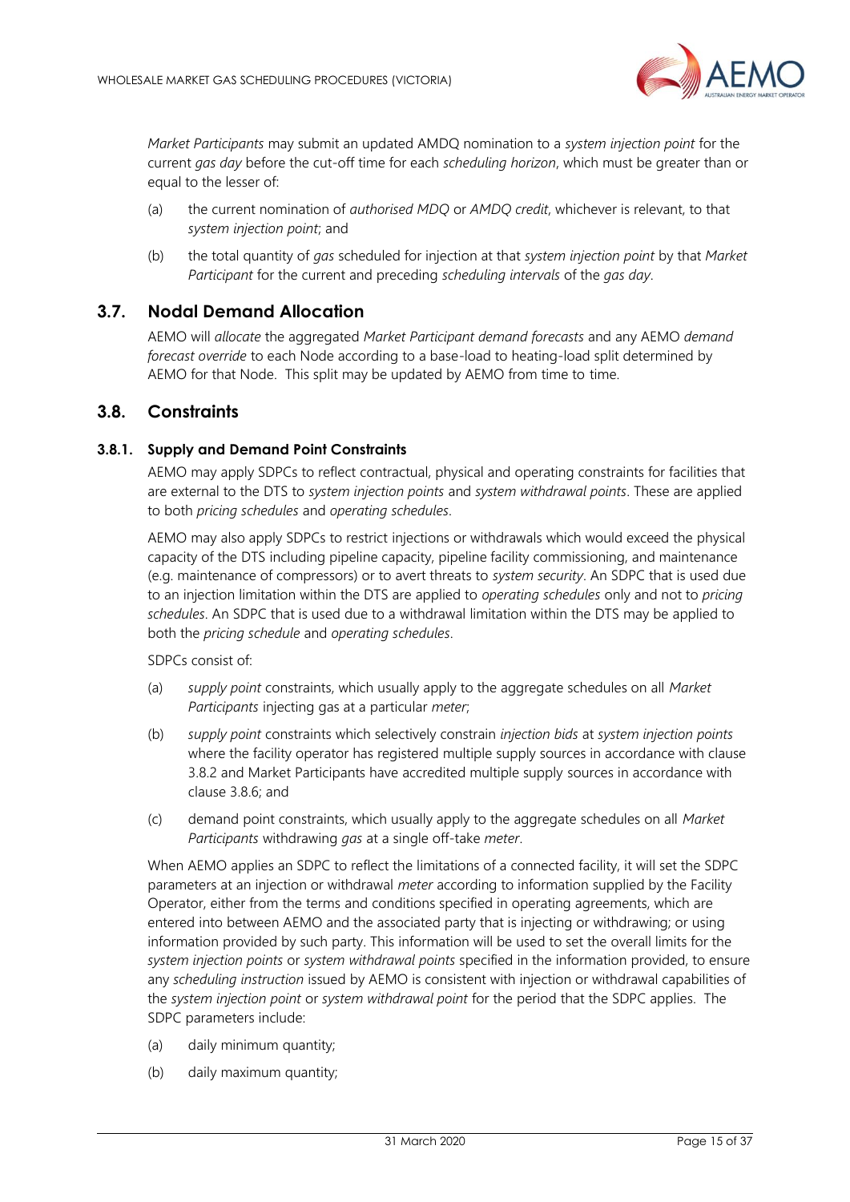*Market Participants* may submit an updated AMDQ nomination to a *system injection point* for the current *gas day* before the cut-off time for each *scheduling horizon*, which must be greater than or equal to the lesser of:

(a) the current nomination of *authorised MDQ* or *AMDQ credit*, whichever is relevant, to that *system injection point*; and

(b) the total quantity of *gas* scheduled for injection at that *system injection point* by that *Market Participant* for the current and preceding *scheduling intervals* of the *gas day*.

## 3.7. Nodal Demand Allocation

AEMO will *allocate* the aggregated *Market Participant demand forecasts* and any AEMO *demand forecast override* to each Node according to a base-load to heating-load split determined by AEMO for that Node. This split may be updated by AEMO from time to time.

## 3.8. Constraints

### 3.8.1. Supply and Demand Point Constraints

AEMO may apply SDPCs to reflect contractual, physical and operating constraints for facilities that are external to the DTS to *system injection points* and *system withdrawal points*. These are applied to both *pricing schedules* and *operating schedules*.

AEMO may also apply SDPCs to restrict injections or withdrawals which would exceed the physical capacity of the DTS including pipeline capacity, pipeline facility commissioning, and maintenance (e.g. maintenance of compressors) or to avert threats to *system security*. An SDPC that is used due to an injection limitation within the DTS are applied to *operating schedules* only and not to *pricing schedules*. An SDPC that is used due to a withdrawal limitation within the DTS may be applied to both the *pricing schedule* and *operating schedules*.

SDPCs consist of:

(a) *supply point* constraints, which usually apply to the aggregate schedules on all *Market Participants* injecting gas at a particular *meter*;

(b) *supply point* constraints which selectively constrain *injection bids* at *system injection points* where the facility operator has registered multiple supply sources in accordance with clause 3.8.2 and Market Participants have accredited multiple supply sources in accordance with clause 3.8.6; and

(c) demand point constraints, which usually apply to the aggregate schedules on all *Market Participants* withdrawing *gas* at a single off-take *meter*.

When AEMO applies an SDPC to reflect the limitations of a connected facility, it will set the SDPC parameters at an injection or withdrawal *meter* according to information supplied by the Facility Operator, either from the terms and conditions specified in operating agreements, which are entered into between AEMO and the associated party that is injecting or withdrawing; or using information provided by such party. This information will be used to set the overall limits for the *system injection points* or *system withdrawal points* specified in the information provided, to ensure any *scheduling instruction* issued by AEMO is consistent with injection or withdrawal capabilities of the *system injection point* or *system withdrawal point* for the period that the SDPC applies. The SDPC parameters include:

(a) daily minimum quantity;

(b) daily maximum quantity;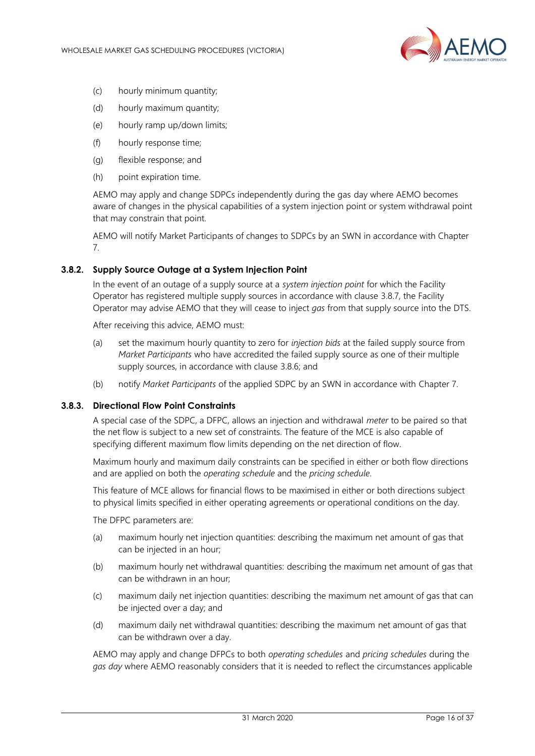(c) hourly minimum quantity;

(d) hourly maximum quantity;

(e) hourly ramp up/down limits;

(f) hourly response time;

(g) flexible response; and

(h) point expiration time.

AEMO may apply and change SDPCs independently during the gas day where AEMO becomes aware of changes in the physical capabilities of a system injection point or system withdrawal point that may constrain that point.

AEMO will notify Market Participants of changes to SDPCs by an SWN in accordance with Chapter 7.

### 3.8.2. Supply Source Outage at a System Injection Point

In the event of an outage of a supply source at a *system injection point* for which the Facility Operator has registered multiple supply sources in accordance with clause 3.8.7, the Facility Operator may advise AEMO that they will cease to inject *gas* from that supply source into the DTS.

After receiving this advice, AEMO must:

(a) set the maximum hourly quantity to zero for *injection bids* at the failed supply source from *Market Participants* who have accredited the failed supply source as one of their multiple supply sources, in accordance with clause 3.8.6; and

(b) notify *Market Participants* of the applied SDPC by an SWN in accordance with Chapter 7.

### 3.8.3. Directional Flow Point Constraints

A special case of the SDPC, a DFPC, allows an injection and withdrawal *meter* to be paired so that the net flow is subject to a new set of constraints. The feature of the MCE is also capable of specifying different maximum flow limits depending on the net direction of flow.

Maximum hourly and maximum daily constraints can be specified in either or both flow directions and are applied on both the *operating schedule* and the *pricing schedule*.

This feature of MCE allows for financial flows to be maximised in either or both directions subject to physical limits specified in either operating agreements or operational conditions on the day.

The DFPC parameters are:

(a) maximum hourly net injection quantities: describing the maximum net amount of gas that can be injected in an hour;

(b) maximum hourly net withdrawal quantities: describing the maximum net amount of gas that can be withdrawn in an hour;

(c) maximum daily net injection quantities: describing the maximum net amount of gas that can be injected over a day; and

(d) maximum daily net withdrawal quantities: describing the maximum net amount of gas that can be withdrawn over a day.

AEMO may apply and change DFPCs to both *operating schedules* and *pricing schedules* during the *gas day* where AEMO reasonably considers that it is needed to reflect the circumstances applicable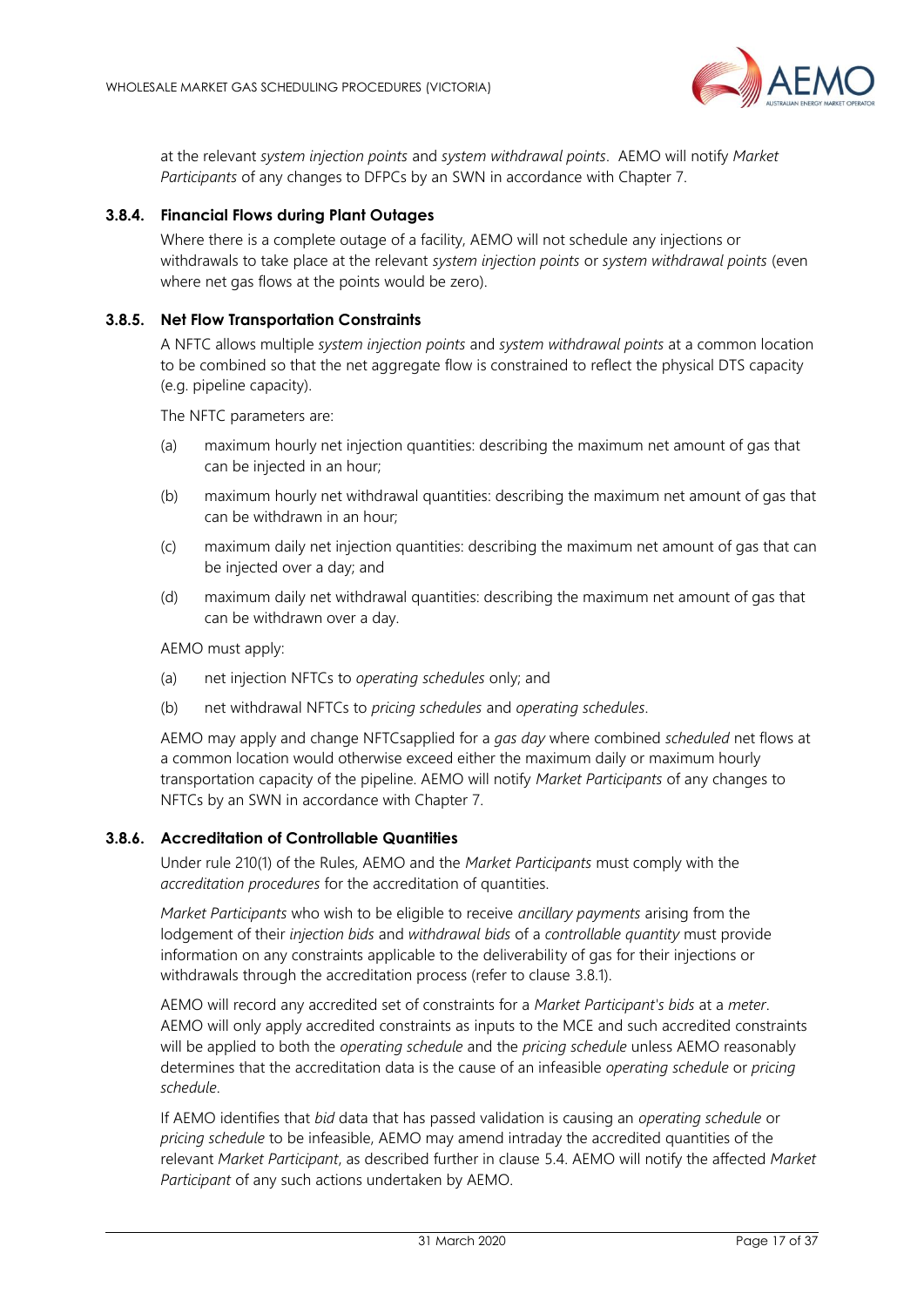at the relevant *system injection points* and *system withdrawal points*. AEMO will notify *Market Participants* of any changes to DFPCs by an SWN in accordance with Chapter 7.

### 3.8.4. Financial Flows during Plant Outages

Where there is a complete outage of a facility, AEMO will not schedule any injections or withdrawals to take place at the relevant *system injection points* or *system withdrawal points* (even where net gas flows at the points would be zero).

### 3.8.5. Net Flow Transportation Constraints

A NFTC allows multiple *system injection points* and *system withdrawal points* at a common location to be combined so that the net aggregate flow is constrained to reflect the physical DTS capacity (e.g. pipeline capacity).

The NFTC parameters are:

(a) maximum hourly net injection quantities: describing the maximum net amount of gas that can be injected in an hour;

(b) maximum hourly net withdrawal quantities: describing the maximum net amount of gas that can be withdrawn in an hour;

(c) maximum daily net injection quantities: describing the maximum net amount of gas that can be injected over a day; and

(d) maximum daily net withdrawal quantities: describing the maximum net amount of gas that can be withdrawn over a day.

AEMO must apply:

(a) net injection NFTCs to *operating schedules* only; and

(b) net withdrawal NFTCs to *pricing schedules* and *operating schedules*.

AEMO may apply and change NFTCsapplied for a *gas day* where combined *scheduled* net flows at a common location would otherwise exceed either the maximum daily or maximum hourly transportation capacity of the pipeline. AEMO will notify *Market Participants* of any changes to NFTCs by an SWN in accordance with Chapter 7.

### 3.8.6. Accreditation of Controllable Quantities

Under rule 210(1) of the Rules, AEMO and the *Market Participants* must comply with the *accreditation procedures* for the accreditation of quantities.

*Market Participants* who wish to be eligible to receive *ancillary payments* arising from the lodgement of their *injection bids* and *withdrawal bids* of a *controllable quantity* must provide information on any constraints applicable to the deliverability of gas for their injections or withdrawals through the accreditation process (refer to clause 3.8.1).

AEMO will record any accredited set of constraints for a *Market Participant's bids* at a *meter*. AEMO will only apply accredited constraints as inputs to the MCE and such accredited constraints will be applied to both the *operating schedule* and the *pricing schedule* unless AEMO reasonably determines that the accreditation data is the cause of an infeasible *operating schedule* or *pricing schedule*.

If AEMO identifies that *bid* data that has passed validation is causing an *operating schedule* or *pricing schedule* to be infeasible, AEMO may amend intraday the accredited quantities of the relevant *Market Participant*, as described further in clause 5.4. AEMO will notify the affected *Market Participant* of any such actions undertaken by AEMO.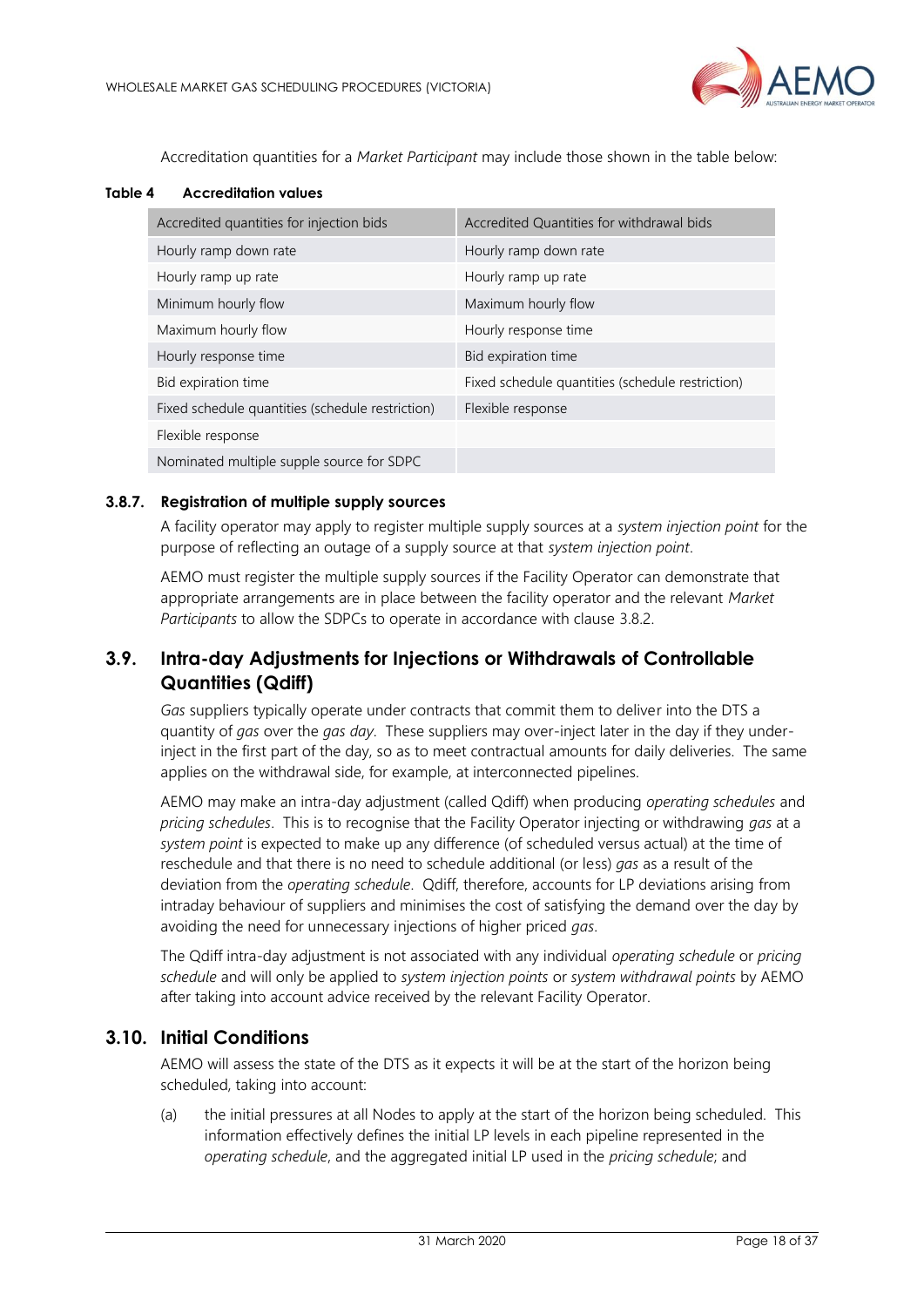Accreditation quantities for a *Market Participant* may include those shown in the table below:

**Table 4 Accreditation values**

| Accredited quantities for injection bids | Accredited Quantities for withdrawal bids |
|---|---|
| Hourly ramp down rate | Hourly ramp down rate |
| Hourly ramp up rate | Hourly ramp up rate |
| Minimum hourly flow | Maximum hourly flow |
| Maximum hourly flow | Hourly response time |
| Hourly response time | Bid expiration time |
| Bid expiration time | Fixed schedule quantities (schedule restriction) |
| Fixed schedule quantities (schedule restriction) | Flexible response |
| Flexible response | |
| Nominated multiple supple source for SDPC | |

### 3.8.7. Registration of multiple supply sources

A facility operator may apply to register multiple supply sources at a *system injection point* for the purpose of reflecting an outage of a supply source at that *system injection point*.

AEMO must register the multiple supply sources if the Facility Operator can demonstrate that appropriate arrangements are in place between the facility operator and the relevant *Market Participants* to allow the SDPCs to operate in accordance with clause 3.8.2.

## 3.9. Intra-day Adjustments for Injections or Withdrawals of Controllable Quantities (Qdiff)

*Gas* suppliers typically operate under contracts that commit them to deliver into the DTS a quantity of *gas* over the *gas day*. These suppliers may over-inject later in the day if they under-inject in the first part of the day, so as to meet contractual amounts for daily deliveries. The same applies on the withdrawal side, for example, at interconnected pipelines.

AEMO may make an intra-day adjustment (called Qdiff) when producing *operating schedules* and *pricing schedules*. This is to recognise that the Facility Operator injecting or withdrawing *gas* at a *system point* is expected to make up any difference (of scheduled versus actual) at the time of reschedule and that there is no need to schedule additional (or less) *gas* as a result of the deviation from the *operating schedule*. Qdiff, therefore, accounts for LP deviations arising from intraday behaviour of suppliers and minimises the cost of satisfying the demand over the day by avoiding the need for unnecessary injections of higher priced *gas*.

The Qdiff intra-day adjustment is not associated with any individual *operating schedule* or *pricing schedule* and will only be applied to *system injection points* or *system withdrawal points* by AEMO after taking into account advice received by the relevant Facility Operator.

## 3.10. Initial Conditions

AEMO will assess the state of the DTS as it expects it will be at the start of the horizon being scheduled, taking into account:

(a) the initial pressures at all Nodes to apply at the start of the horizon being scheduled. This information effectively defines the initial LP levels in each pipeline represented in the *operating schedule*, and the aggregated initial LP used in the *pricing schedule*; and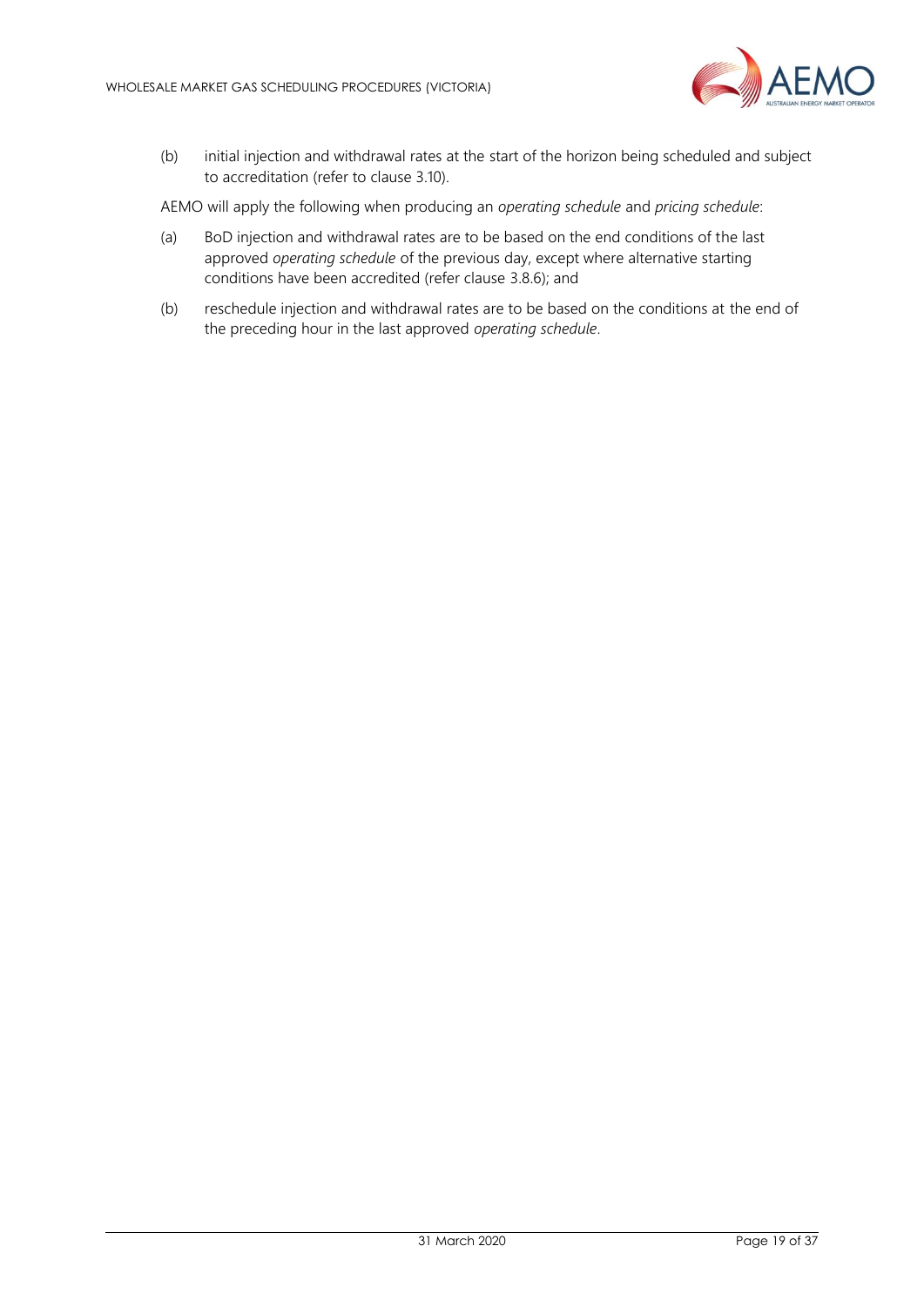(b) initial injection and withdrawal rates at the start of the horizon being scheduled and subject to accreditation (refer to clause 3.10).

AEMO will apply the following when producing an *operating schedule* and *pricing schedule*:

(a) BoD injection and withdrawal rates are to be based on the end conditions of the last approved *operating schedule* of the previous day, except where alternative starting conditions have been accredited (refer clause 3.8.6); and

(b) reschedule injection and withdrawal rates are to be based on the conditions at the end of the preceding hour in the last approved *operating schedule*.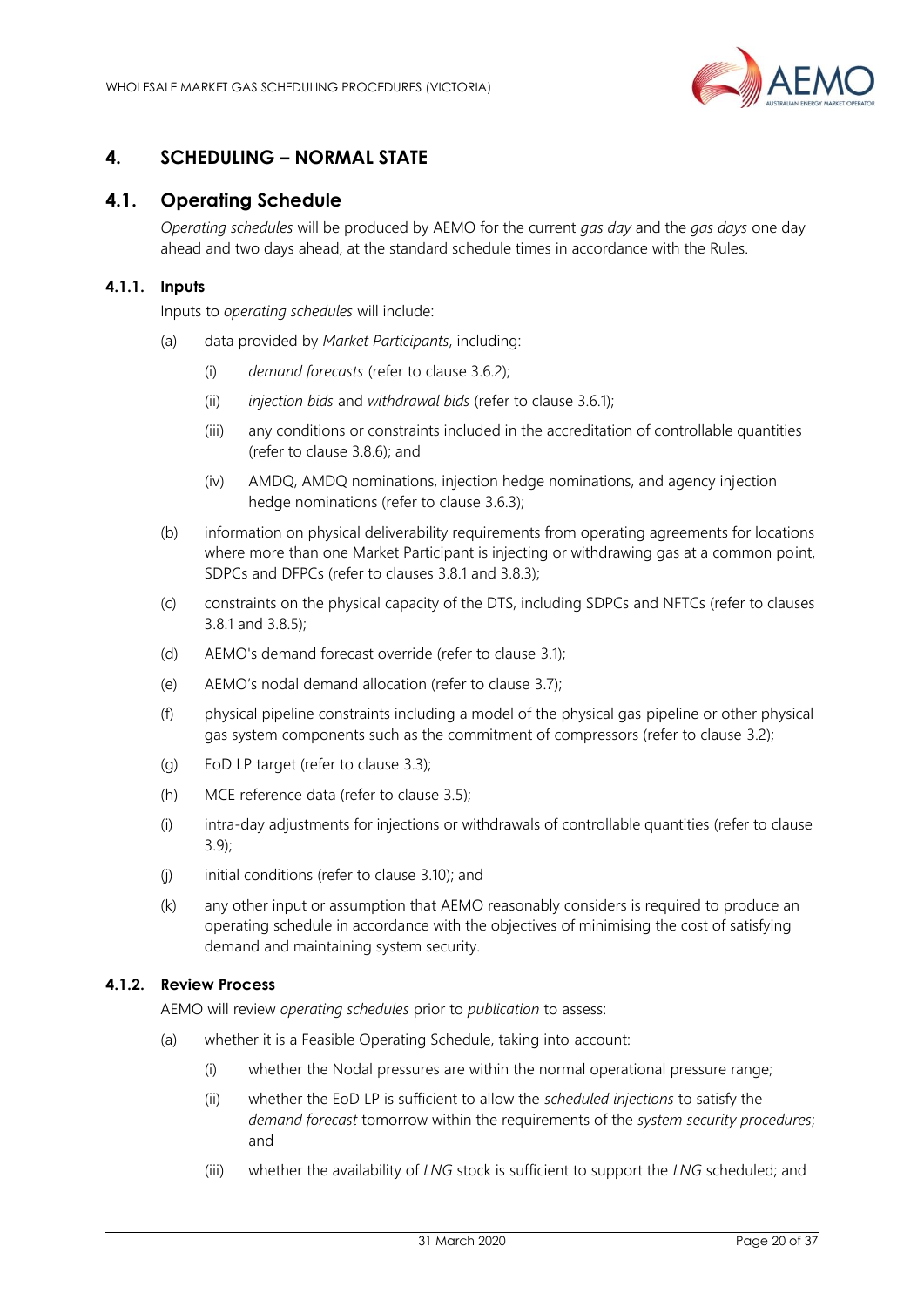# 4. SCHEDULING – NORMAL STATE

## 4.1. Operating Schedule

*Operating schedules* will be produced by AEMO for the current *gas day* and the *gas days* one day ahead and two days ahead, at the standard schedule times in accordance with the Rules.

### 4.1.1. Inputs

Inputs to *operating schedules* will include:

(a) data provided by *Market Participants*, including:

(i) *demand forecasts* (refer to clause 3.6.2);

(ii) *injection bids* and *withdrawal bids* (refer to clause 3.6.1);

(iii) any conditions or constraints included in the accreditation of controllable quantities (refer to clause 3.8.6); and

(iv) AMDQ, AMDQ nominations, injection hedge nominations, and agency injection hedge nominations (refer to clause 3.6.3);

(b) information on physical deliverability requirements from operating agreements for locations where more than one Market Participant is injecting or withdrawing gas at a common point, SDPCs and DFPCs (refer to clauses 3.8.1 and 3.8.3);

(c) constraints on the physical capacity of the DTS, including SDPCs and NFTCs (refer to clauses 3.8.1 and 3.8.5);

(d) AEMO's demand forecast override (refer to clause 3.1);

(e) AEMO's nodal demand allocation (refer to clause 3.7);

(f) physical pipeline constraints including a model of the physical gas pipeline or other physical gas system components such as the commitment of compressors (refer to clause 3.2);

(g) EoD LP target (refer to clause 3.3);

(h) MCE reference data (refer to clause 3.5);

(i) intra-day adjustments for injections or withdrawals of controllable quantities (refer to clause 3.9);

(j) initial conditions (refer to clause 3.10); and

(k) any other input or assumption that AEMO reasonably considers is required to produce an operating schedule in accordance with the objectives of minimising the cost of satisfying demand and maintaining system security.

### 4.1.2. Review Process

AEMO will review *operating schedules* prior to *publication* to assess:

(a) whether it is a Feasible Operating Schedule, taking into account:

(i) whether the Nodal pressures are within the normal operational pressure range;

(ii) whether the EoD LP is sufficient to allow the *scheduled injections* to satisfy the *demand forecast* tomorrow within the requirements of the *system security procedures*; and

(iii) whether the availability of *LNG* stock is sufficient to support the *LNG* scheduled; and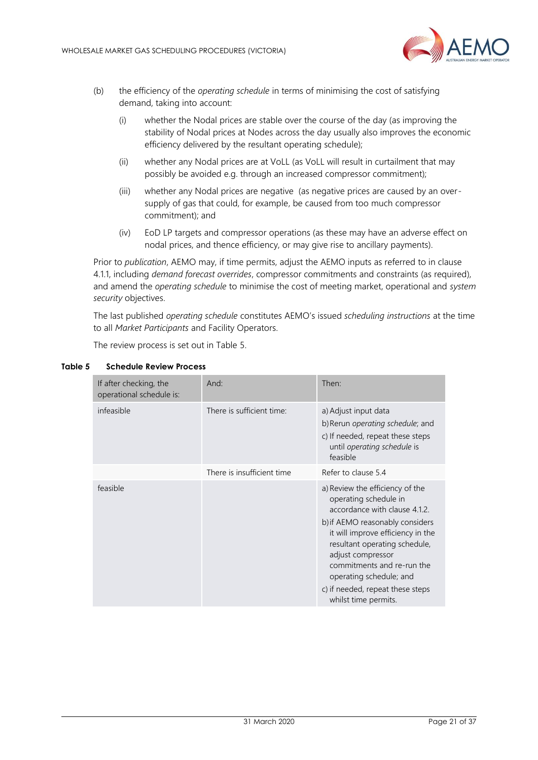(b) the efficiency of the *operating schedule* in terms of minimising the cost of satisfying demand, taking into account:

(i) whether the Nodal prices are stable over the course of the day (as improving the stability of Nodal prices at Nodes across the day usually also improves the economic efficiency delivered by the resultant operating schedule);

(ii) whether any Nodal prices are at VoLL (as VoLL will result in curtailment that may possibly be avoided e.g. through an increased compressor commitment);

(iii) whether any Nodal prices are negative (as negative prices are caused by an over-supply of gas that could, for example, be caused from too much compressor commitment); and

(iv) EoD LP targets and compressor operations (as these may have an adverse effect on nodal prices, and thence efficiency, or may give rise to ancillary payments).

Prior to *publication*, AEMO may, if time permits, adjust the AEMO inputs as referred to in clause 4.1.1, including *demand forecast overrides*, compressor commitments and constraints (as required), and amend the *operating schedule* to minimise the cost of meeting market, operational and *system security* objectives.

The last published *operating schedule* constitutes AEMO's issued *scheduling instructions* at the time to all *Market Participants* and Facility Operators.

The review process is set out in Table 5.

**Table 5 Schedule Review Process**

| If after checking, the operational schedule is: | And: | Then: |
|---|---|---|
| infeasible | There is sufficient time: | a) Adjust input data<br>b) Rerun *operating schedule*; and<br>c) If needed, repeat these steps until *operating schedule* is feasible |
| | There is insufficient time | Refer to clause 5.4 |
| feasible | | a) Review the efficiency of the operating schedule in accordance with clause 4.1.2.<br>b) if AEMO reasonably considers it will improve efficiency in the resultant operating schedule, adjust compressor commitments and re-run the operating schedule; and<br>c) if needed, repeat these steps whilst time permits. |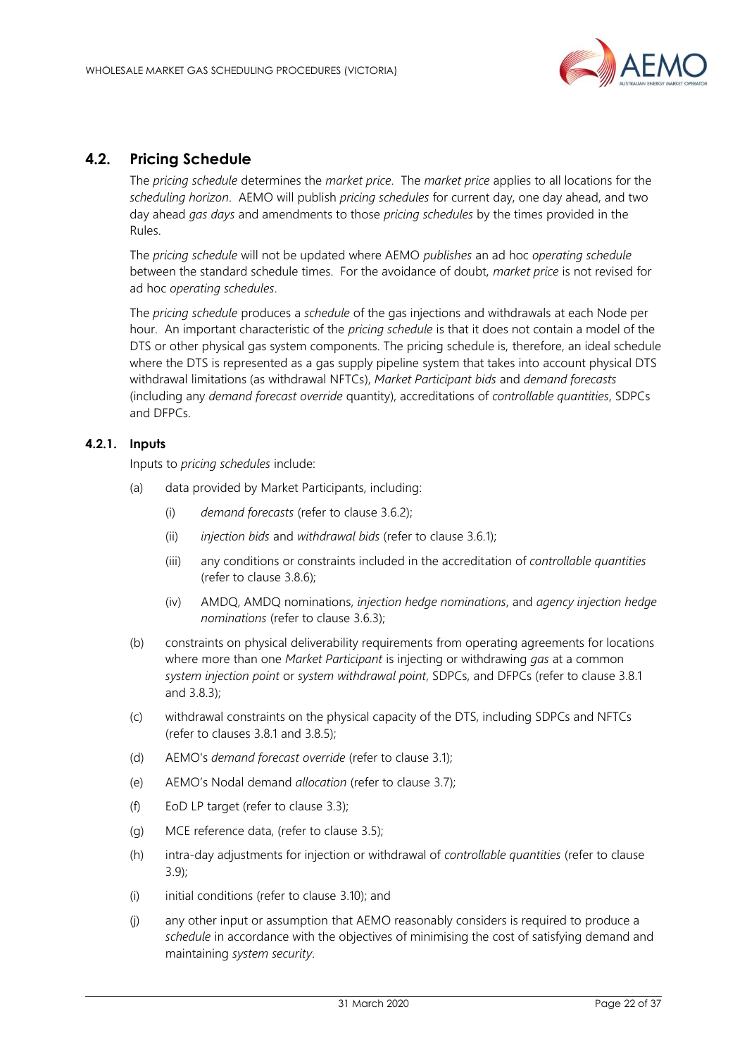## 4.2. Pricing Schedule

The *pricing schedule* determines the *market price*. The *market price* applies to all locations for the *scheduling horizon*. AEMO will publish *pricing schedules* for current day, one day ahead, and two day ahead *gas days* and amendments to those *pricing schedules* by the times provided in the Rules.

The *pricing schedule* will not be updated where AEMO *publishes* an ad hoc *operating schedule* between the standard schedule times. For the avoidance of doubt, *market price* is not revised for ad hoc *operating schedules*.

The *pricing schedule* produces a *schedule* of the gas injections and withdrawals at each Node per hour. An important characteristic of the *pricing schedule* is that it does not contain a model of the DTS or other physical gas system components. The pricing schedule is, therefore, an ideal schedule where the DTS is represented as a gas supply pipeline system that takes into account physical DTS withdrawal limitations (as withdrawal NFTCs), *Market Participant bids* and *demand forecasts* (including any *demand forecast override* quantity), accreditations of *controllable quantities*, SDPCs and DFPCs.

### 4.2.1. Inputs

Inputs to *pricing schedules* include:

(a) data provided by Market Participants, including:

  (i) *demand forecasts* (refer to clause 3.6.2);

  (ii) *injection bids* and *withdrawal bids* (refer to clause 3.6.1);

  (iii) any conditions or constraints included in the accreditation of *controllable quantities* (refer to clause 3.8.6);

  (iv) AMDQ, AMDQ nominations, *injection hedge nominations*, and *agency injection hedge nominations* (refer to clause 3.6.3);

(b) constraints on physical deliverability requirements from operating agreements for locations where more than one *Market Participant* is injecting or withdrawing *gas* at a common *system injection point* or *system withdrawal point*, SDPCs, and DFPCs (refer to clause 3.8.1 and 3.8.3);

(c) withdrawal constraints on the physical capacity of the DTS, including SDPCs and NFTCs (refer to clauses 3.8.1 and 3.8.5);

(d) AEMO's *demand forecast override* (refer to clause 3.1);

(e) AEMO's Nodal demand *allocation* (refer to clause 3.7);

(f) EoD LP target (refer to clause 3.3);

(g) MCE reference data, (refer to clause 3.5);

(h) intra-day adjustments for injection or withdrawal of *controllable quantities* (refer to clause 3.9);

(i) initial conditions (refer to clause 3.10); and

(j) any other input or assumption that AEMO reasonably considers is required to produce a *schedule* in accordance with the objectives of minimising the cost of satisfying demand and maintaining *system security*.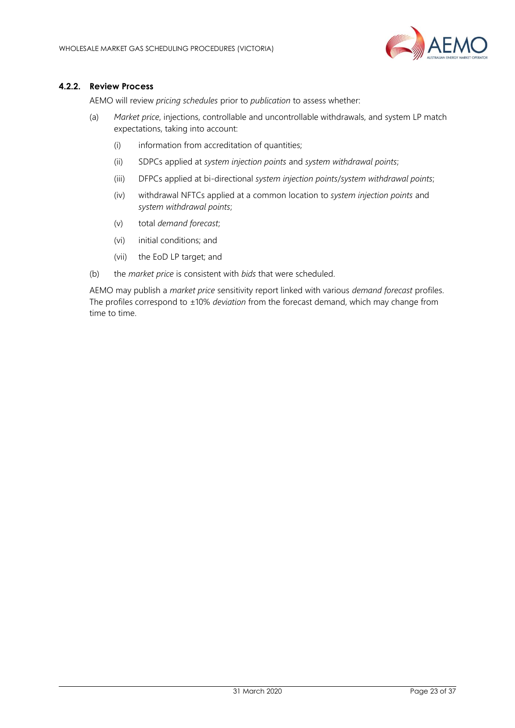#### 4.2.2. Review Process

AEMO will review *pricing schedules* prior to *publication* to assess whether:

(a) *Market price*, injections, controllable and uncontrollable withdrawals, and system LP match expectations, taking into account:

 (i) information from accreditation of quantities;

 (ii) SDPCs applied at *system injection points* and *system withdrawal points*;

 (iii) DFPCs applied at bi-directional *system injection points*/*system withdrawal points*;

 (iv) withdrawal NFTCs applied at a common location to *system injection points* and *system withdrawal points*;

 (v) total *demand forecast*;

 (vi) initial conditions; and

 (vii) the EoD LP target; and

(b) the *market price* is consistent with *bids* that were scheduled.

AEMO may publish a *market price* sensitivity report linked with various *demand forecast* profiles. The profiles correspond to ±10% *deviation* from the forecast demand, which may change from time to time.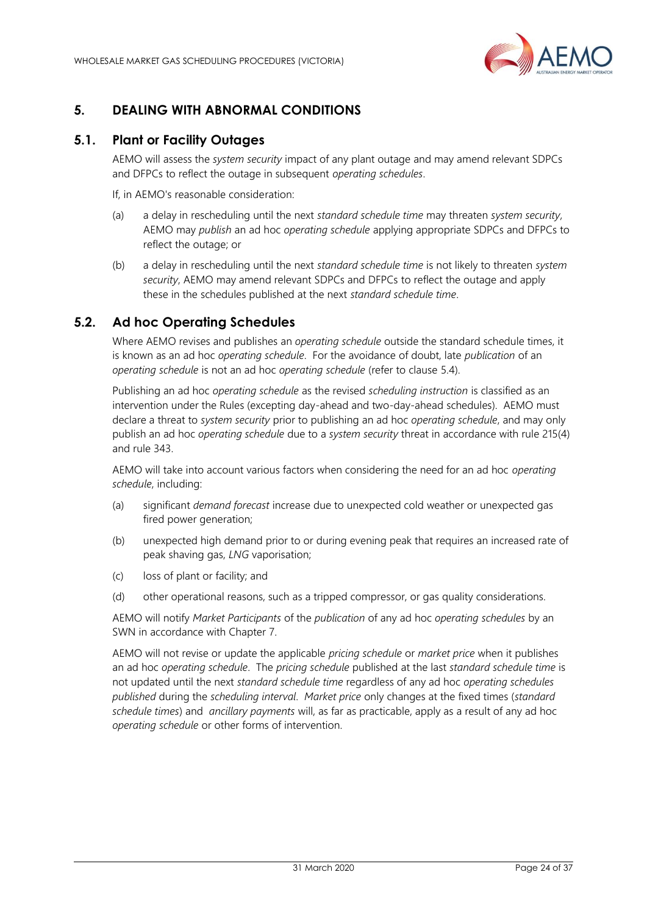## 5. DEALING WITH ABNORMAL CONDITIONS

### 5.1. Plant or Facility Outages

AEMO will assess the *system security* impact of any plant outage and may amend relevant SDPCs and DFPCs to reflect the outage in subsequent *operating schedules*.

If, in AEMO's reasonable consideration:

(a) a delay in rescheduling until the next *standard schedule time* may threaten *system security*, AEMO may *publish* an ad hoc *operating schedule* applying appropriate SDPCs and DFPCs to reflect the outage; or

(b) a delay in rescheduling until the next *standard schedule time* is not likely to threaten *system security*, AEMO may amend relevant SDPCs and DFPCs to reflect the outage and apply these in the schedules published at the next *standard schedule time*.

### 5.2. Ad hoc Operating Schedules

Where AEMO revises and publishes an *operating schedule* outside the standard schedule times, it is known as an ad hoc *operating schedule*. For the avoidance of doubt, late *publication* of an *operating schedule* is not an ad hoc *operating schedule* (refer to clause 5.4).

Publishing an ad hoc *operating schedule* as the revised *scheduling instruction* is classified as an intervention under the Rules (excepting day-ahead and two-day-ahead schedules). AEMO must declare a threat to *system security* prior to publishing an ad hoc *operating schedule*, and may only publish an ad hoc *operating schedule* due to a *system security* threat in accordance with rule 215(4) and rule 343.

AEMO will take into account various factors when considering the need for an ad hoc *operating schedule*, including:

(a) significant *demand forecast* increase due to unexpected cold weather or unexpected gas fired power generation;

(b) unexpected high demand prior to or during evening peak that requires an increased rate of peak shaving gas, *LNG* vaporisation;

(c) loss of plant or facility; and

(d) other operational reasons, such as a tripped compressor, or gas quality considerations.

AEMO will notify *Market Participants* of the *publication* of any ad hoc *operating schedules* by an SWN in accordance with Chapter 7.

AEMO will not revise or update the applicable *pricing schedule* or *market price* when it publishes an ad hoc *operating schedule*. The *pricing schedule* published at the last *standard schedule time* is not updated until the next *standard schedule time* regardless of any ad hoc *operating schedules published* during the *scheduling interval*. *Market price* only changes at the fixed times (*standard schedule times*) and *ancillary payments* will, as far as practicable, apply as a result of any ad hoc *operating schedule* or other forms of intervention.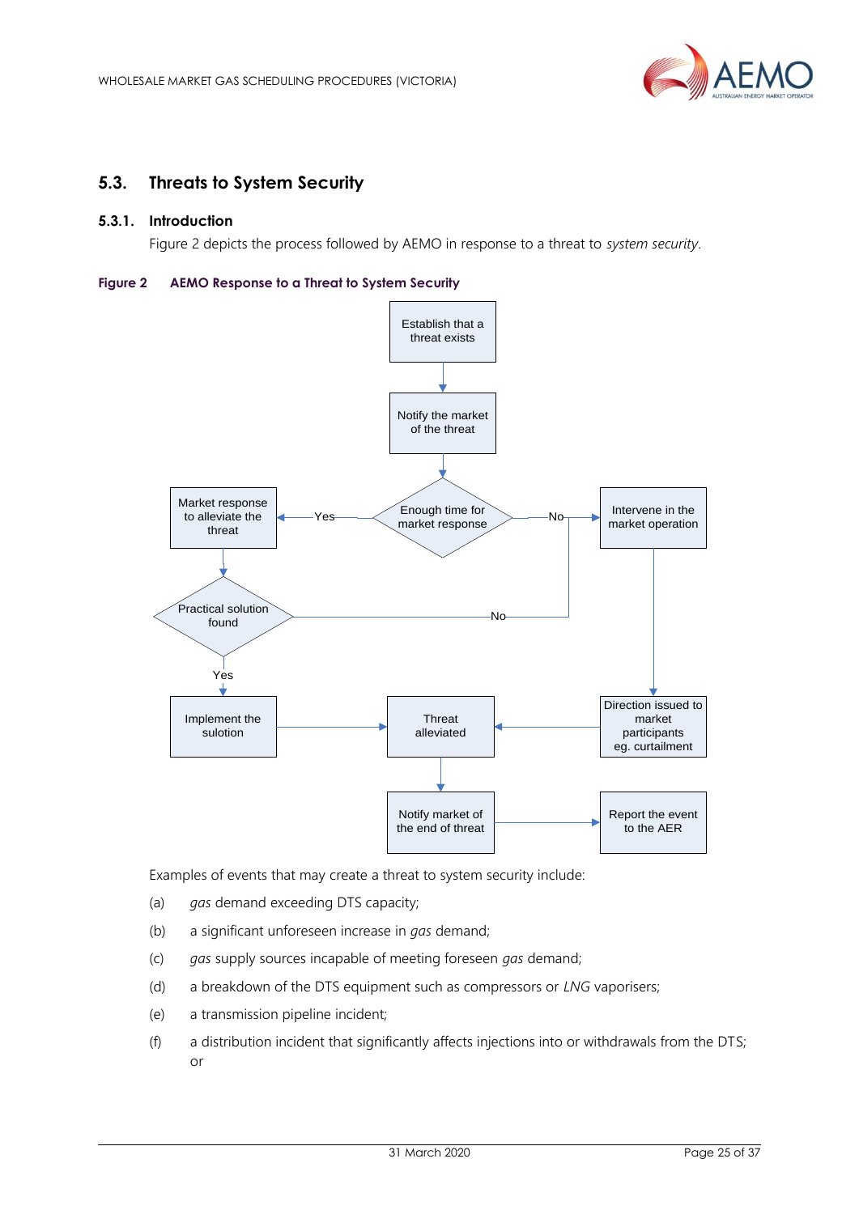## 5.3. Threats to System Security

### 5.3.1. Introduction

Figure 2 depicts the process followed by AEMO in response to a threat to *system security*.

**Figure 2 AEMO Response to a Threat to System Security**

Establish that a threat exists

Notify the market of the threat

Enough time for market response

Yes

No

Market response to alleviate the threat

Intervene in the market operation

Practical solution found

No

Yes

Implement the sulotion

Threat alleviated

Direction issued to market participants eg. curtailment

Notify market of the end of threat

Report the event to the AER

Examples of events that may create a threat to system security include:

(a) *gas* demand exceeding DTS capacity;

(b) a significant unforeseen increase in *gas* demand;

(c) *gas* supply sources incapable of meeting foreseen *gas* demand;

(d) a breakdown of the DTS equipment such as compressors or *LNG* vaporisers;

(e) a transmission pipeline incident;

(f) a distribution incident that significantly affects injections into or withdrawals from the DTS; or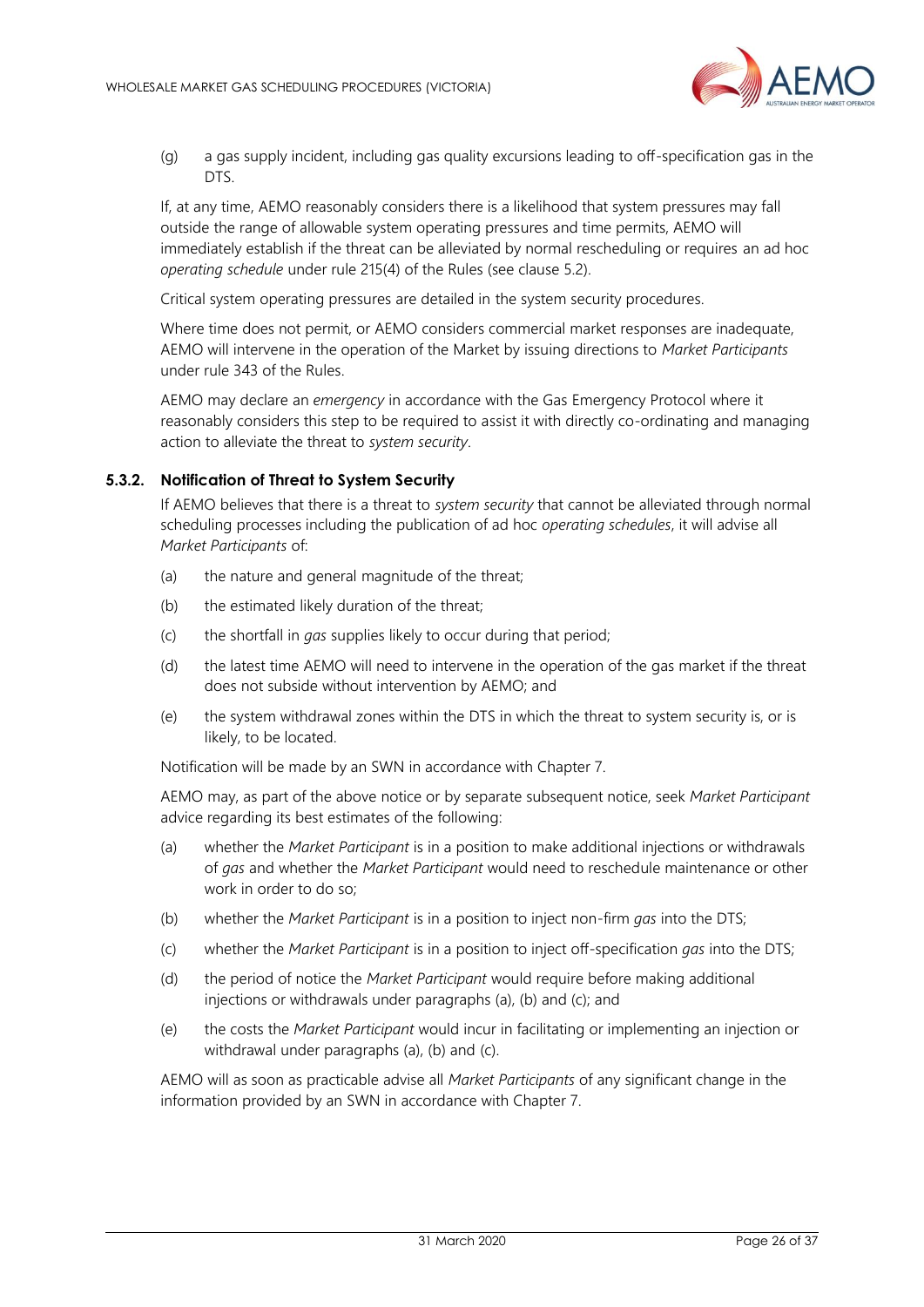(g) a gas supply incident, including gas quality excursions leading to off-specification gas in the DTS.

If, at any time, AEMO reasonably considers there is a likelihood that system pressures may fall outside the range of allowable system operating pressures and time permits, AEMO will immediately establish if the threat can be alleviated by normal rescheduling or requires an ad hoc *operating schedule* under rule 215(4) of the Rules (see clause 5.2).

Critical system operating pressures are detailed in the system security procedures.

Where time does not permit, or AEMO considers commercial market responses are inadequate, AEMO will intervene in the operation of the Market by issuing directions to *Market Participants* under rule 343 of the Rules.

AEMO may declare an *emergency* in accordance with the Gas Emergency Protocol where it reasonably considers this step to be required to assist it with directly co-ordinating and managing action to alleviate the threat to *system security*.

### 5.3.2. Notification of Threat to System Security

If AEMO believes that there is a threat to *system security* that cannot be alleviated through normal scheduling processes including the publication of ad hoc *operating schedules*, it will advise all *Market Participants* of:

(a) the nature and general magnitude of the threat;

(b) the estimated likely duration of the threat;

(c) the shortfall in *gas* supplies likely to occur during that period;

(d) the latest time AEMO will need to intervene in the operation of the gas market if the threat does not subside without intervention by AEMO; and

(e) the system withdrawal zones within the DTS in which the threat to system security is, or is likely, to be located.

Notification will be made by an SWN in accordance with Chapter 7.

AEMO may, as part of the above notice or by separate subsequent notice, seek *Market Participant* advice regarding its best estimates of the following:

(a) whether the *Market Participant* is in a position to make additional injections or withdrawals of *gas* and whether the *Market Participant* would need to reschedule maintenance or other work in order to do so;

(b) whether the *Market Participant* is in a position to inject non-firm *gas* into the DTS;

(c) whether the *Market Participant* is in a position to inject off-specification *gas* into the DTS;

(d) the period of notice the *Market Participant* would require before making additional injections or withdrawals under paragraphs (a), (b) and (c); and

(e) the costs the *Market Participant* would incur in facilitating or implementing an injection or withdrawal under paragraphs (a), (b) and (c).

AEMO will as soon as practicable advise all *Market Participants* of any significant change in the information provided by an SWN in accordance with Chapter 7.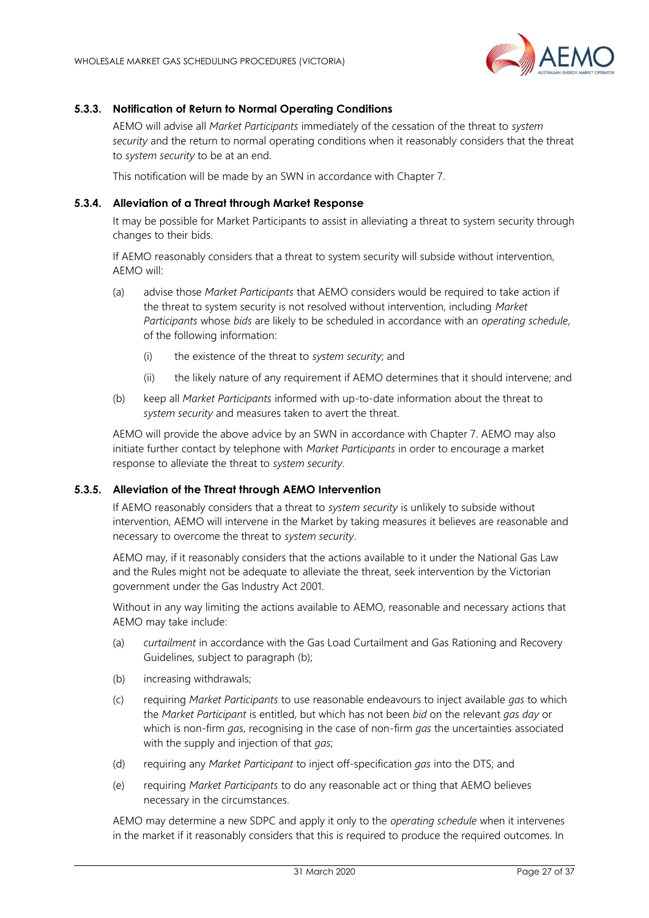#### 5.3.3. Notification of Return to Normal Operating Conditions

AEMO will advise all *Market Participants* immediately of the cessation of the threat to *system security* and the return to normal operating conditions when it reasonably considers that the threat to *system security* to be at an end.

This notification will be made by an SWN in accordance with Chapter 7.

#### 5.3.4. Alleviation of a Threat through Market Response

It may be possible for Market Participants to assist in alleviating a threat to system security through changes to their bids.

If AEMO reasonably considers that a threat to system security will subside without intervention, AEMO will:

(a) advise those *Market Participants* that AEMO considers would be required to take action if the threat to system security is not resolved without intervention, including *Market Participants* whose *bids* are likely to be scheduled in accordance with an *operating schedule*, of the following information:

  (i) the existence of the threat to *system security*; and

  (ii) the likely nature of any requirement if AEMO determines that it should intervene; and

(b) keep all *Market Participants* informed with up-to-date information about the threat to *system security* and measures taken to avert the threat.

AEMO will provide the above advice by an SWN in accordance with Chapter 7. AEMO may also initiate further contact by telephone with *Market Participants* in order to encourage a market response to alleviate the threat to *system security*.

#### 5.3.5. Alleviation of the Threat through AEMO Intervention

If AEMO reasonably considers that a threat to *system security* is unlikely to subside without intervention, AEMO will intervene in the Market by taking measures it believes are reasonable and necessary to overcome the threat to *system security*.

AEMO may, if it reasonably considers that the actions available to it under the National Gas Law and the Rules might not be adequate to alleviate the threat, seek intervention by the Victorian government under the Gas Industry Act 2001.

Without in any way limiting the actions available to AEMO, reasonable and necessary actions that AEMO may take include:

(a) *curtailment* in accordance with the Gas Load Curtailment and Gas Rationing and Recovery Guidelines, subject to paragraph (b);

(b) increasing withdrawals;

(c) requiring *Market Participants* to use reasonable endeavours to inject available *gas* to which the *Market Participant* is entitled, but which has not been *bid* on the relevant *gas day* or which is non-firm *gas*, recognising in the case of non-firm *gas* the uncertainties associated with the supply and injection of that *gas*;

(d) requiring any *Market Participant* to inject off-specification *gas* into the DTS; and

(e) requiring *Market Participants* to do any reasonable act or thing that AEMO believes necessary in the circumstances.

AEMO may determine a new SDPC and apply it only to the *operating schedule* when it intervenes in the market if it reasonably considers that this is required to produce the required outcomes. In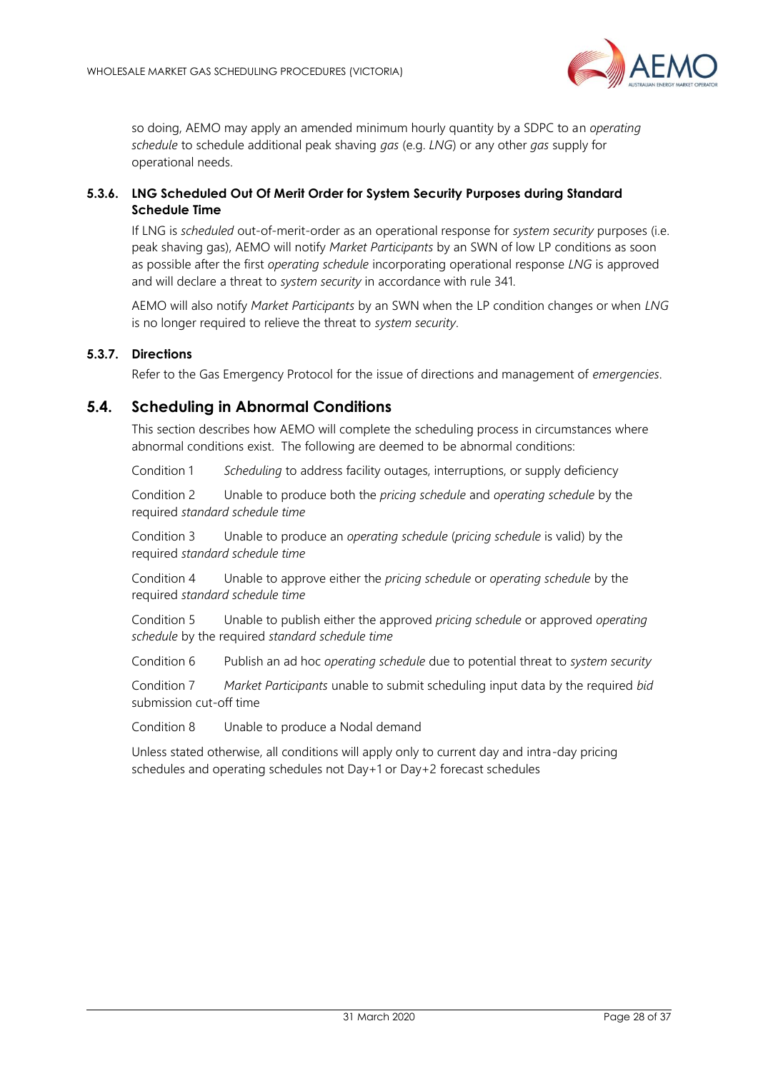so doing, AEMO may apply an amended minimum hourly quantity by a SDPC to an *operating schedule* to schedule additional peak shaving *gas* (e.g. *LNG*) or any other *gas* supply for operational needs.

### 5.3.6. LNG Scheduled Out Of Merit Order for System Security Purposes during Standard Schedule Time

If LNG is *scheduled* out-of-merit-order as an operational response for *system security* purposes (i.e. peak shaving gas), AEMO will notify *Market Participants* by an SWN of low LP conditions as soon as possible after the first *operating schedule* incorporating operational response *LNG* is approved and will declare a threat to *system security* in accordance with rule 341.

AEMO will also notify *Market Participants* by an SWN when the LP condition changes or when *LNG* is no longer required to relieve the threat to *system security*.

### 5.3.7. Directions

Refer to the Gas Emergency Protocol for the issue of directions and management of *emergencies*.

## 5.4. Scheduling in Abnormal Conditions

This section describes how AEMO will complete the scheduling process in circumstances where abnormal conditions exist. The following are deemed to be abnormal conditions:

Condition 1 *Scheduling* to address facility outages, interruptions, or supply deficiency

Condition 2 Unable to produce both the *pricing schedule* and *operating schedule* by the required *standard schedule time*

Condition 3 Unable to produce an *operating schedule* (*pricing schedule* is valid) by the required *standard schedule time*

Condition 4 Unable to approve either the *pricing schedule* or *operating schedule* by the required *standard schedule time*

Condition 5 Unable to publish either the approved *pricing schedule* or approved *operating schedule* by the required *standard schedule time*

Condition 6 Publish an ad hoc *operating schedule* due to potential threat to *system security*

Condition 7 *Market Participants* unable to submit scheduling input data by the required *bid* submission cut-off time

Condition 8 Unable to produce a Nodal demand

Unless stated otherwise, all conditions will apply only to current day and intra-day pricing schedules and operating schedules not Day+1 or Day+2 forecast schedules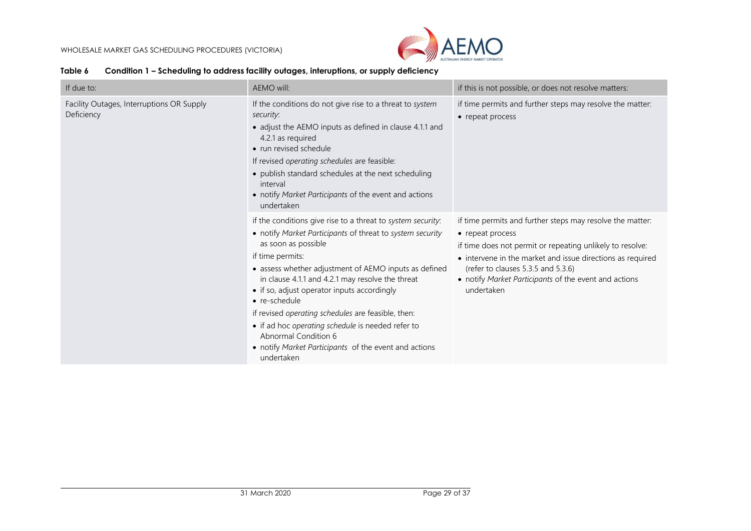**Table 6 Condition 1 – Scheduling to address facility outages, interuptions, or supply deficiency**

| If due to: | AEMO will: | if this is not possible, or does not resolve matters: |
|---|---|---|
| Facility Outages, Interruptions OR Supply Deficiency | If the conditions do not give rise to a threat to *system security*:<br>• adjust the AEMO inputs as defined in clause 4.1.1 and 4.2.1 as required<br>• run revised schedule<br>If revised *operating schedules* are feasible:<br>• publish standard schedules at the next scheduling interval<br>• notify *Market Participants* of the event and actions undertaken | if time permits and further steps may resolve the matter:<br>• repeat process |
| | if the conditions give rise to a threat to *system security*:<br>• notify *Market Participants* of threat to *system security* as soon as possible<br>if time permits:<br>• assess whether adjustment of AEMO inputs as defined in clause 4.1.1 and 4.2.1 may resolve the threat<br>• if so, adjust operator inputs accordingly<br>• re-schedule<br>if revised *operating schedules* are feasible, then:<br>• if ad hoc *operating schedule* is needed refer to Abnormal Condition 6<br>• notify *Market Participants* of the event and actions undertaken | if time permits and further steps may resolve the matter:<br>• repeat process<br>if time does not permit or repeating unlikely to resolve:<br>• intervene in the market and issue directions as required (refer to clauses 5.3.5 and 5.3.6)<br>• notify *Market Participants* of the event and actions undertaken |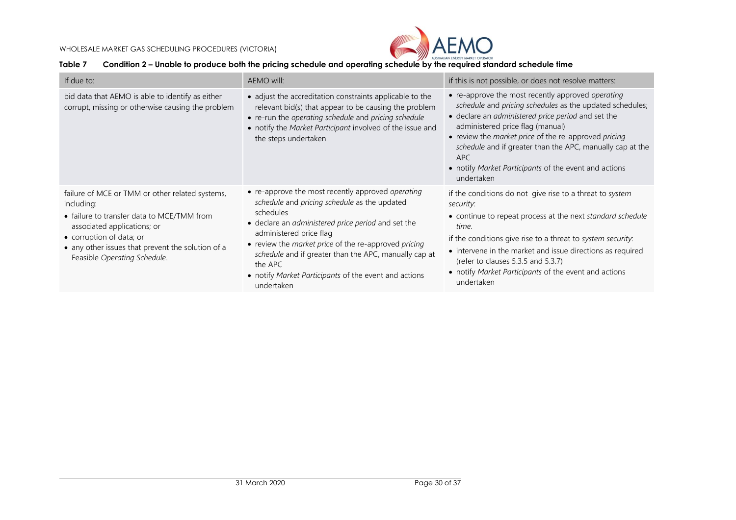**Table 7 Condition 2 – Unable to produce both the pricing schedule and operating schedule by the required standard schedule time**

| If due to: | AEMO will: | if this is not possible, or does not resolve matters: |
|---|---|---|
| bid data that AEMO is able to identify as either corrupt, missing or otherwise causing the problem | • adjust the accreditation constraints applicable to the relevant bid(s) that appear to be causing the problem<br>• re-run the *operating schedule* and *pricing schedule*<br>• notify the *Market Participant* involved of the issue and the steps undertaken | • re-approve the most recently approved *operating schedule* and *pricing schedules* as the updated schedules;<br>• declare an *administered price period* and set the administered price flag (manual)<br>• review the *market price* of the re-approved *pricing schedule* and if greater than the APC, manually cap at the APC<br>• notify *Market Participants* of the event and actions undertaken |
| failure of MCE or TMM or other related systems, including:<br>• failure to transfer data to MCE/TMM from associated applications; or<br>• corruption of data; or<br>• any other issues that prevent the solution of a Feasible *Operating Schedule*. | • re-approve the most recently approved *operating schedule* and *pricing schedule* as the updated schedules<br>• declare an *administered price period* and set the administered price flag<br>• review the *market price* of the re-approved *pricing schedule* and if greater than the APC, manually cap at the APC<br>• notify *Market Participants* of the event and actions undertaken | if the conditions do not give rise to a threat to *system security*:<br>• continue to repeat process at the next *standard schedule time*.<br>if the conditions give rise to a threat to *system security*:<br>• intervene in the market and issue directions as required (refer to clauses 5.3.5 and 5.3.7)<br>• notify *Market Participants* of the event and actions undertaken |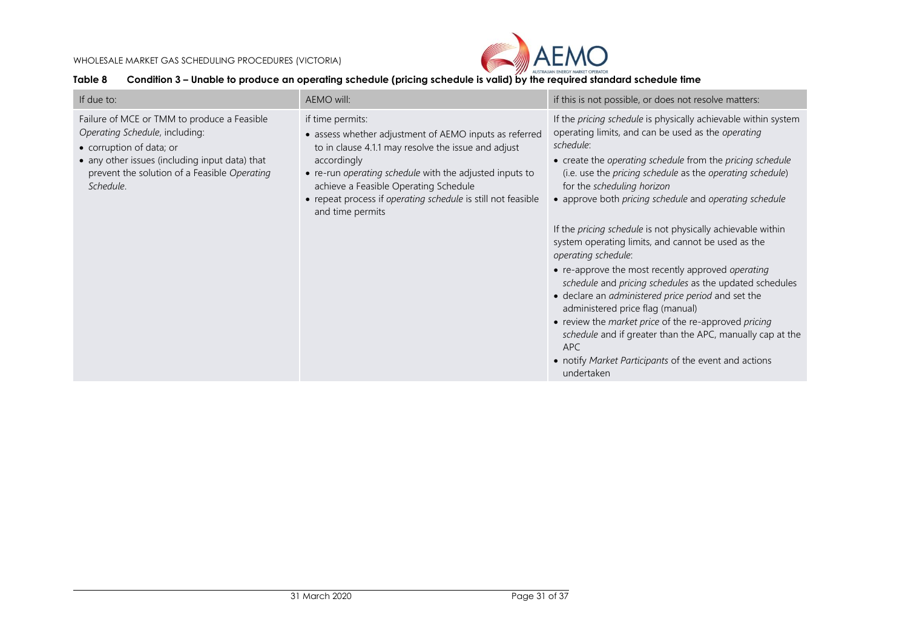**Table 8 Condition 3 – Unable to produce an operating schedule (pricing schedule is valid) by the required standard schedule time**

| If due to: | AEMO will: | if this is not possible, or does not resolve matters: |
|---|---|---|
| Failure of MCE or TMM to produce a Feasible *Operating Schedule*, including:<br>• corruption of data; or<br>• any other issues (including input data) that prevent the solution of a Feasible *Operating Schedule*. | if time permits:<br>• assess whether adjustment of AEMO inputs as referred to in clause 4.1.1 may resolve the issue and adjust accordingly<br>• re-run *operating schedule* with the adjusted inputs to achieve a Feasible Operating Schedule<br>• repeat process if *operating schedule* is still not feasible and time permits | If the *pricing schedule* is physically achievable within system operating limits, and can be used as the *operating schedule*:<br>• create the *operating schedule* from the *pricing schedule* (i.e. use the *pricing schedule* as the *operating schedule*) for the *scheduling horizon*<br>• approve both *pricing schedule* and *operating schedule*<br><br>If the *pricing schedule* is not physically achievable within system operating limits, and cannot be used as the *operating schedule*:<br>• re-approve the most recently approved *operating schedule* and *pricing schedules* as the updated schedules<br>• declare an *administered price period* and set the administered price flag (manual)<br>• review the *market price* of the re-approved *pricing schedule* and if greater than the APC, manually cap at the APC<br>• notify *Market Participants* of the event and actions undertaken |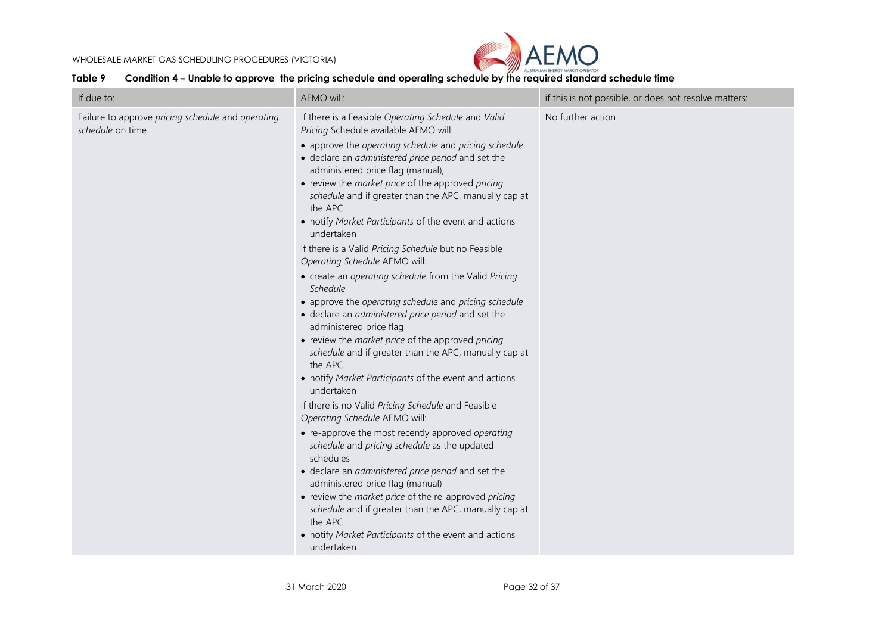**Table 9 Condition 4 – Unable to approve the pricing schedule and operating schedule by the required standard schedule time**

| If due to: | AEMO will: | if this is not possible, or does not resolve matters: |
|---|---|---|
| Failure to approve *pricing schedule* and *operating schedule* on time | If there is a Feasible *Operating Schedule* and *Valid Pricing* Schedule available AEMO will:<br>• approve the *operating schedule* and *pricing schedule*<br>• declare an *administered price period* and set the administered price flag (manual);<br>• review the *market price* of the approved *pricing schedule* and if greater than the APC, manually cap at the APC<br>• notify *Market Participants* of the event and actions undertaken<br>If there is a Valid *Pricing Schedule* but no Feasible *Operating Schedule* AEMO will:<br>• create an *operating schedule* from the Valid *Pricing Schedule*<br>• approve the *operating schedule* and *pricing schedule*<br>• declare an *administered price period* and set the administered price flag<br>• review the *market price* of the approved *pricing schedule* and if greater than the APC, manually cap at the APC<br>• notify *Market Participants* of the event and actions undertaken<br>If there is no Valid *Pricing Schedule* and Feasible *Operating Schedule* AEMO will:<br>• re-approve the most recently approved *operating schedule* and *pricing schedule* as the updated schedules<br>• declare an *administered price period* and set the administered price flag (manual)<br>• review the *market price* of the re-approved *pricing schedule* and if greater than the APC, manually cap at the APC<br>• notify *Market Participants* of the event and actions undertaken | No further action |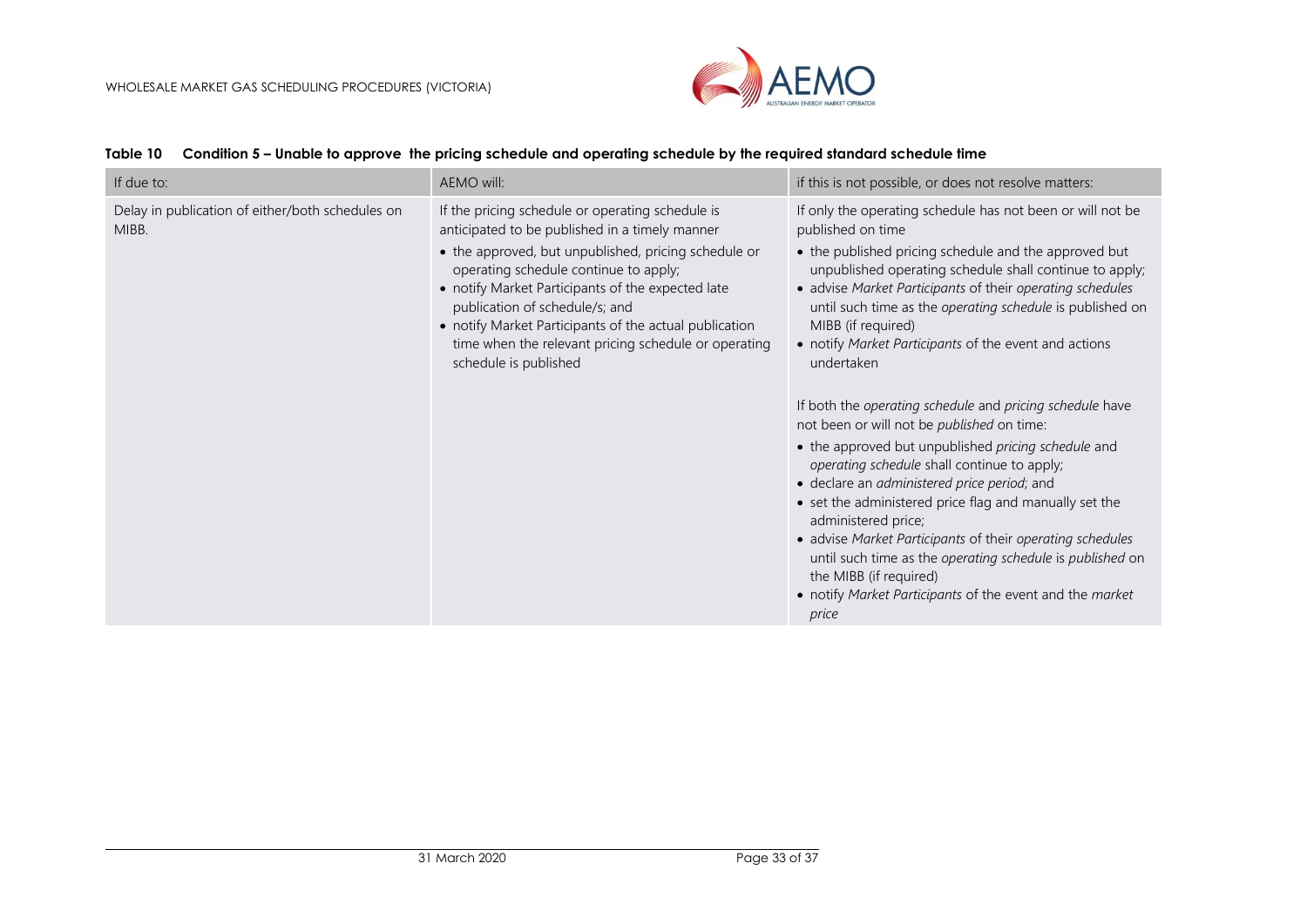**Table 10 Condition 5 – Unable to approve the pricing schedule and operating schedule by the required standard schedule time**

| If due to: | AEMO will: | if this is not possible, or does not resolve matters: |
|---|---|---|
| Delay in publication of either/both schedules on MIBB. | If the pricing schedule or operating schedule is anticipated to be published in a timely manner<br>• the approved, but unpublished, pricing schedule or operating schedule continue to apply;<br>• notify Market Participants of the expected late publication of schedule/s; and<br>• notify Market Participants of the actual publication time when the relevant pricing schedule or operating schedule is published | If only the operating schedule has not been or will not be published on time<br>• the published pricing schedule and the approved but unpublished operating schedule shall continue to apply;<br>• advise *Market Participants* of their *operating schedules* until such time as the *operating schedule* is published on MIBB (if required)<br>• notify *Market Participants* of the event and actions undertaken<br><br>If both the *operating schedule* and *pricing schedule* have not been or will not be *published* on time:<br>• the approved but unpublished *pricing schedule* and *operating schedule* shall continue to apply;<br>• declare an *administered price period*; and<br>• set the administered price flag and manually set the administered price;<br>• advise *Market Participants* of their *operating schedules* until such time as the *operating schedule* is *published* on the MIBB (if required)<br>• notify *Market Participants* of the event and the *market price* |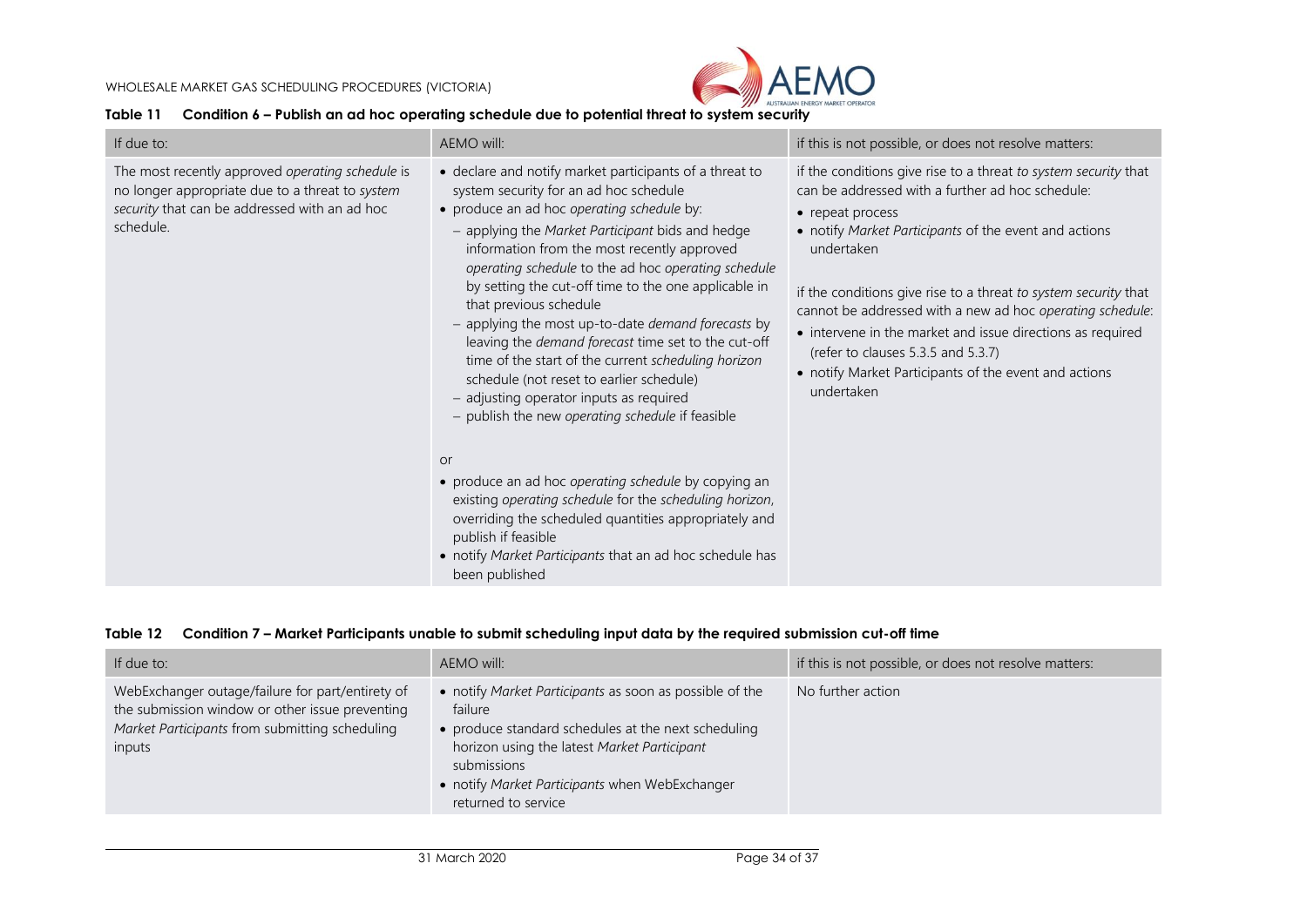**Table 11 Condition 6 – Publish an ad hoc operating schedule due to potential threat to system security**

| If due to: | AEMO will: | if this is not possible, or does not resolve matters: |
| --- | --- | --- |
| The most recently approved *operating schedule* is no longer appropriate due to a threat to *system security* that can be addressed with an ad hoc schedule. | • declare and notify market participants of a threat to system security for an ad hoc schedule<br>• produce an ad hoc *operating schedule* by:<br>– applying the *Market Participant* bids and hedge information from the most recently approved *operating schedule* to the ad hoc *operating schedule* by setting the cut-off time to the one applicable in that previous schedule<br>– applying the most up-to-date *demand forecasts* by leaving the *demand forecast* time set to the cut-off time of the start of the current *scheduling horizon* schedule (not reset to earlier schedule)<br>– adjusting operator inputs as required<br>– publish the new *operating schedule* if feasible<br><br>or<br><br>• produce an ad hoc *operating schedule* by copying an existing *operating schedule* for the *scheduling horizon*, overriding the scheduled quantities appropriately and publish if feasible<br>• notify *Market Participants* that an ad hoc schedule has been published | if the conditions give rise to a threat *to system security* that can be addressed with a further ad hoc schedule:<br>• repeat process<br>• notify *Market Participants* of the event and actions undertaken<br><br>if the conditions give rise to a threat *to system security* that cannot be addressed with a new ad hoc *operating schedule*:<br>• intervene in the market and issue directions as required (refer to clauses 5.3.5 and 5.3.7)<br>• notify Market Participants of the event and actions undertaken |

**Table 12 Condition 7 – Market Participants unable to submit scheduling input data by the required submission cut-off time**

| If due to: | AEMO will: | if this is not possible, or does not resolve matters: |
| --- | --- | --- |
| WebExchanger outage/failure for part/entirety of the submission window or other issue preventing *Market Participants* from submitting scheduling inputs | • notify *Market Participants* as soon as possible of the failure<br>• produce standard schedules at the next scheduling horizon using the latest *Market Participant* submissions<br>• notify *Market Participants* when WebExchanger returned to service | No further action |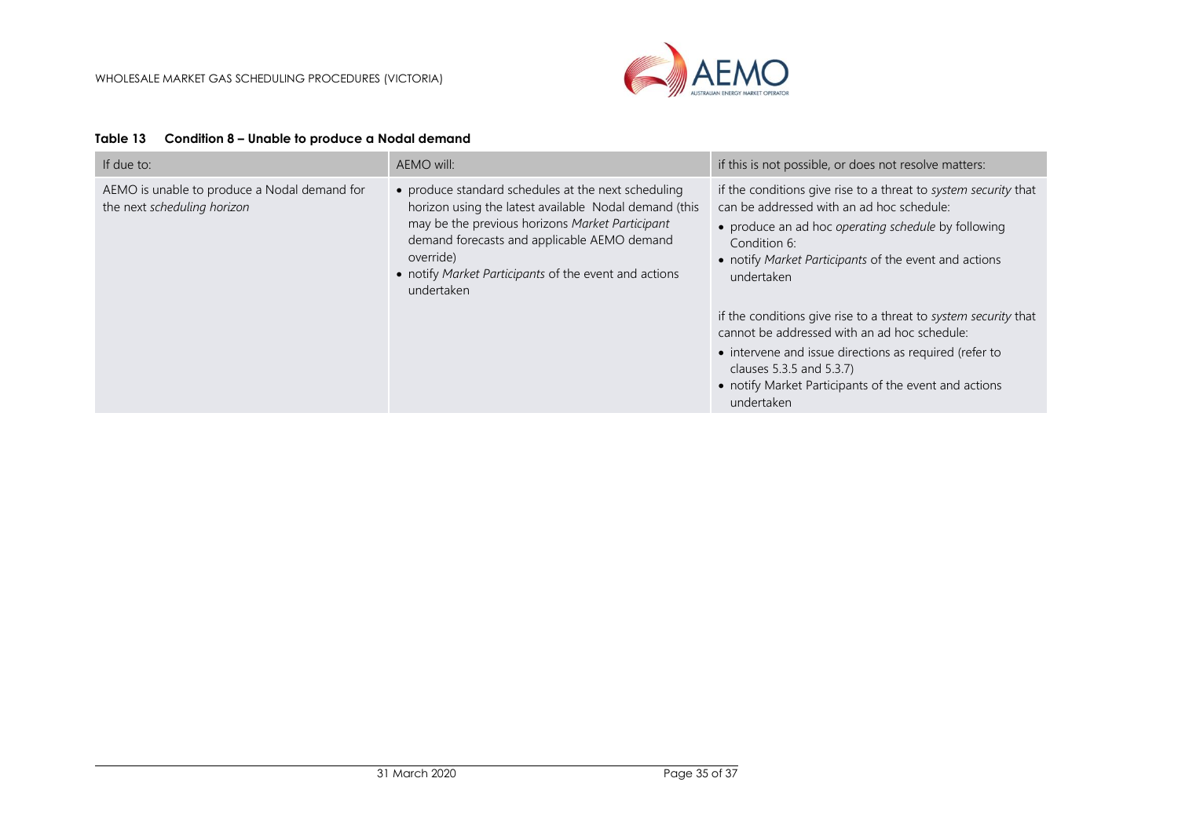**Table 13 Condition 8 – Unable to produce a Nodal demand**

| If due to: | AEMO will: | if this is not possible, or does not resolve matters: |
|---|---|---|
| AEMO is unable to produce a Nodal demand for the next *scheduling horizon* | • produce standard schedules at the next scheduling horizon using the latest available Nodal demand (this may be the previous horizons *Market Participant* demand forecasts and applicable AEMO demand override)<br>• notify *Market Participants* of the event and actions undertaken | if the conditions give rise to a threat to *system security* that can be addressed with an ad hoc schedule:<br>• produce an ad hoc *operating schedule* by following Condition 6:<br>• notify *Market Participants* of the event and actions undertaken<br><br>if the conditions give rise to a threat to *system security* that cannot be addressed with an ad hoc schedule:<br>• intervene and issue directions as required (refer to clauses 5.3.5 and 5.3.7)<br>• notify Market Participants of the event and actions undertaken |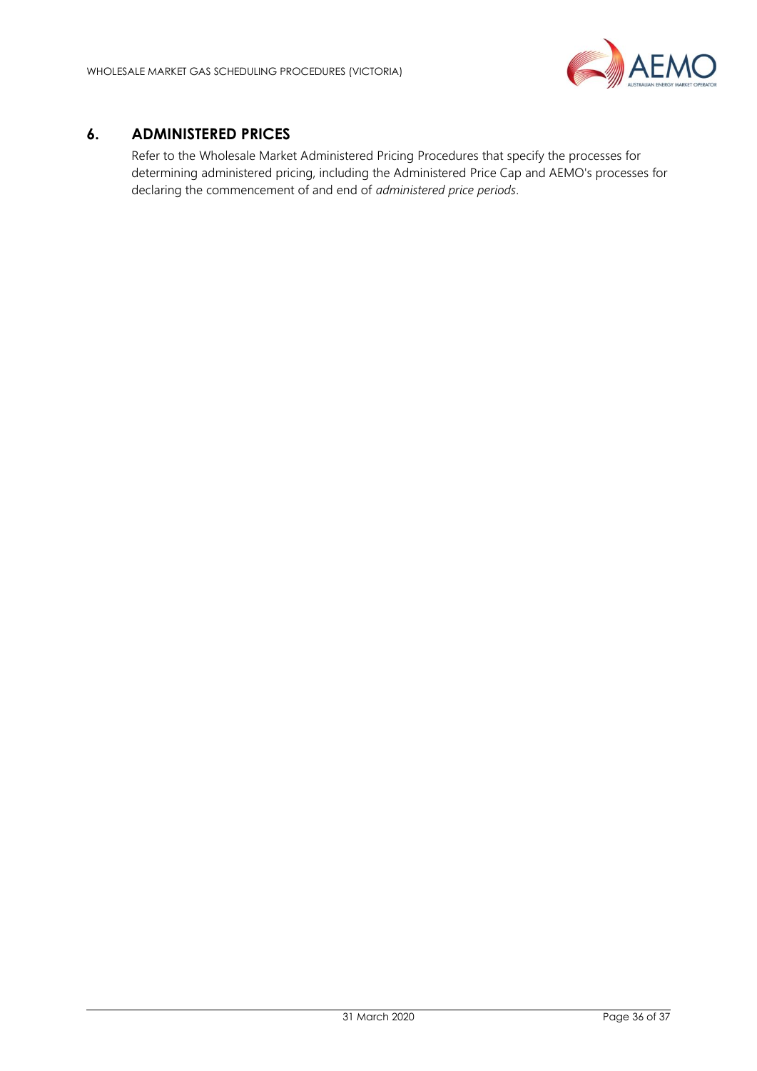## 6. ADMINISTERED PRICES

Refer to the Wholesale Market Administered Pricing Procedures that specify the processes for determining administered pricing, including the Administered Price Cap and AEMO's processes for declaring the commencement of and end of *administered price periods*.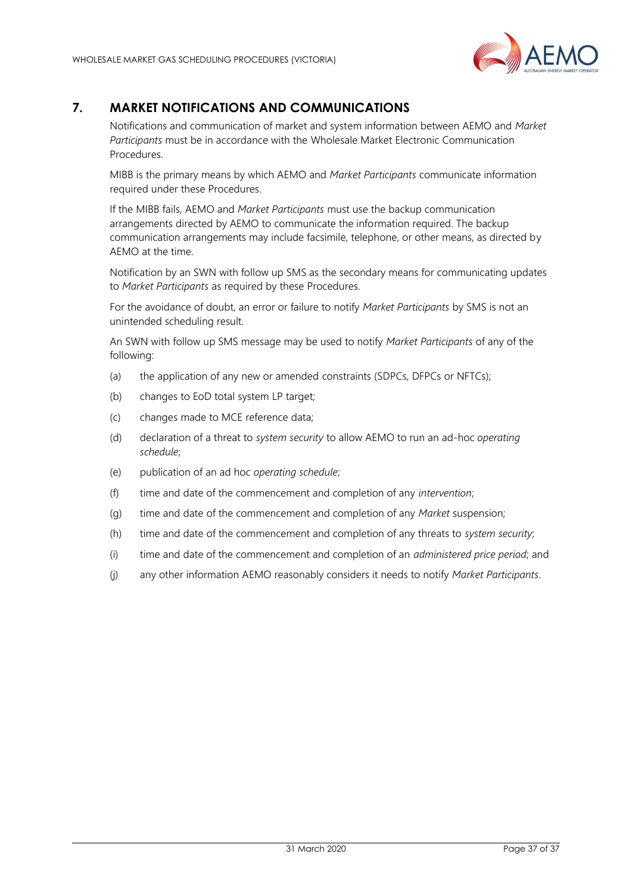## 7. MARKET NOTIFICATIONS AND COMMUNICATIONS

Notifications and communication of market and system information between AEMO and *Market Participants* must be in accordance with the Wholesale Market Electronic Communication Procedures.

MIBB is the primary means by which AEMO and *Market Participants* communicate information required under these Procedures.

If the MIBB fails, AEMO and *Market Participants* must use the backup communication arrangements directed by AEMO to communicate the information required. The backup communication arrangements may include facsimile, telephone, or other means, as directed by AEMO at the time.

Notification by an SWN with follow up SMS as the secondary means for communicating updates to *Market Participants* as required by these Procedures.

For the avoidance of doubt, an error or failure to notify *Market Participants* by SMS is not an unintended scheduling result.

An SWN with follow up SMS message may be used to notify *Market Participants* of any of the following:

(a) the application of any new or amended constraints (SDPCs, DFPCs or NFTCs);

(b) changes to EoD total system LP target;

(c) changes made to MCE reference data;

(d) declaration of a threat to *system security* to allow AEMO to run an ad-hoc *operating schedule*;

(e) publication of an ad hoc *operating schedule*;

(f) time and date of the commencement and completion of any *intervention*;

(g) time and date of the commencement and completion of any *Market* suspension;

(h) time and date of the commencement and completion of any threats to *system security*;

(i) time and date of the commencement and completion of an *administered price period*; and

(j) any other information AEMO reasonably considers it needs to notify *Market Participants*.